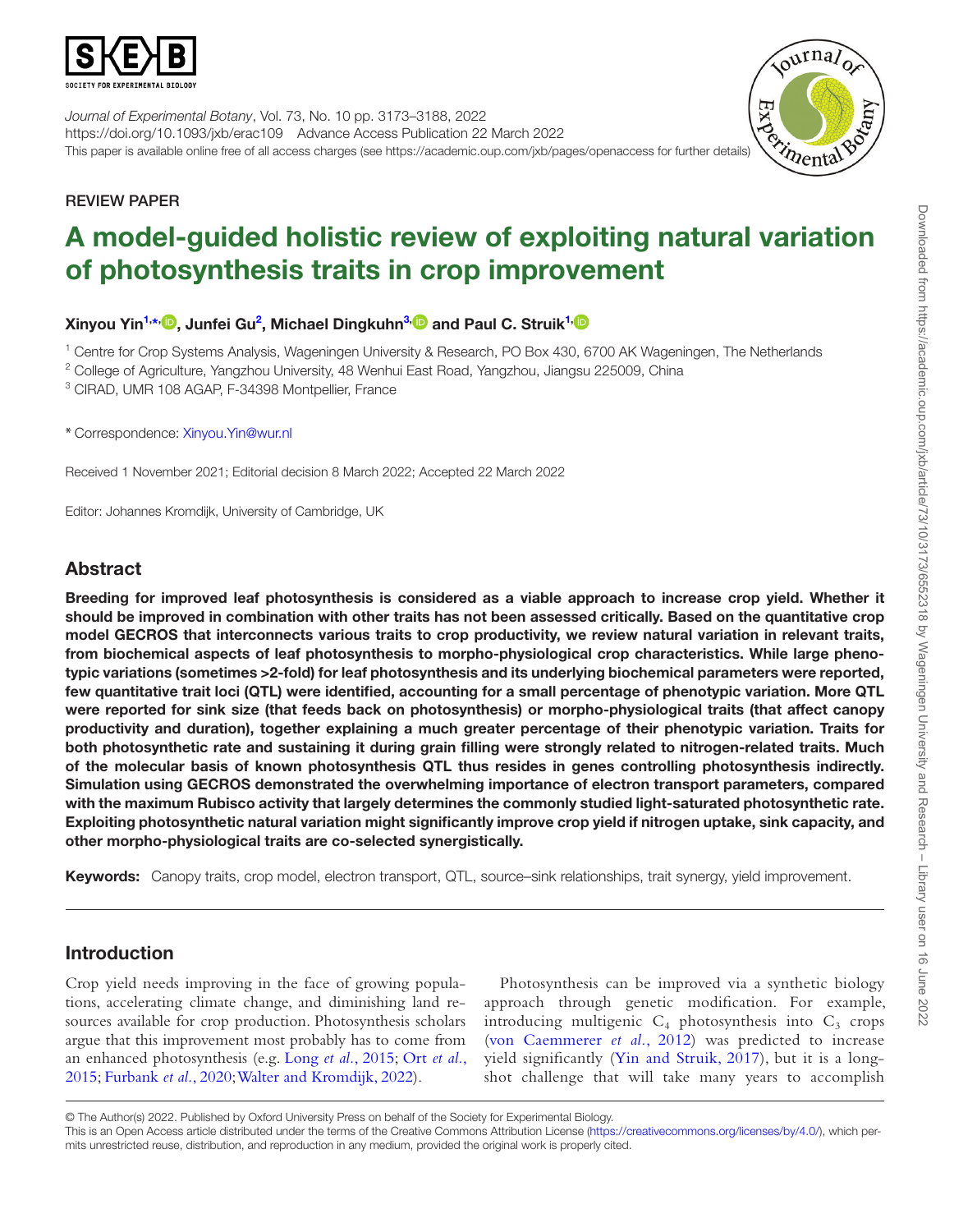*Journal of Experimental Botany*, Vol. 73, No. 10 pp. 3173–3188, 2022
https://doi.org/10.1093/jxb/erac109 Advance Access Publication 22 March 2022
This paper is available online free of all access charges (see https://academic.oup.com/jxb/pages/openaccess for further details)

REVIEW PAPER

# A model-guided holistic review of exploiting natural variation of photosynthesis traits in crop improvement

**Xinyou Yin[1,*], Junfei Gu[2], Michael Dingkuhn[3] and Paul C. Struik[1]**

[1] Centre for Crop Systems Analysis, Wageningen University & Research, PO Box 430, 6700 AK Wageningen, The Netherlands
[2] College of Agriculture, Yangzhou University, 48 Wenhui East Road, Yangzhou, Jiangsu 225009, China
[3] CIRAD, UMR 108 AGAP, F-34398 Montpellier, France

\* Correspondence: Xinyou.Yin@wur.nl

Received 1 November 2021; Editorial decision 8 March 2022; Accepted 22 March 2022

Editor: Johannes Kromdijk, University of Cambridge, UK

## Abstract

**Breeding for improved leaf photosynthesis is considered as a viable approach to increase crop yield. Whether it should be improved in combination with other traits has not been assessed critically. Based on the quantitative crop model GECROS that interconnects various traits to crop productivity, we review natural variation in relevant traits, from biochemical aspects of leaf photosynthesis to morpho-physiological crop characteristics. While large phenotypic variations (sometimes >2-fold) for leaf photosynthesis and its underlying biochemical parameters were reported, few quantitative trait loci (QTL) were identified, accounting for a small percentage of phenotypic variation. More QTL were reported for sink size (that feeds back on photosynthesis) or morpho-physiological traits (that affect canopy productivity and duration), together explaining a much greater percentage of their phenotypic variation. Traits for both photosynthetic rate and sustaining it during grain filling were strongly related to nitrogen-related traits. Much of the molecular basis of known photosynthesis QTL thus resides in genes controlling photosynthesis indirectly. Simulation using GECROS demonstrated the overwhelming importance of electron transport parameters, compared with the maximum Rubisco activity that largely determines the commonly studied light-saturated photosynthetic rate. Exploiting photosynthetic natural variation might significantly improve crop yield if nitrogen uptake, sink capacity, and other morpho-physiological traits are co-selected synergistically.**

**Keywords:** Canopy traits, crop model, electron transport, QTL, source–sink relationships, trait synergy, yield improvement.

## Introduction

Crop yield needs improving in the face of growing populations, accelerating climate change, and diminishing land resources available for crop production. Photosynthesis scholars argue that this improvement most probably has to come from an enhanced photosynthesis (e.g. Long *et al.*, 2015; Ort *et al.*, 2015; Furbank *et al.*, 2020; Walter and Kromdijk, 2022).

Photosynthesis can be improved via a synthetic biology approach through genetic modification. For example, introducing multigenic $C_4$ photosynthesis into $C_3$ crops (von Caemmerer *et al.*, 2012) was predicted to increase yield significantly (Yin and Struik, 2017), but it is a long-shot challenge that will take many years to accomplish

© The Author(s) 2022. Published by Oxford University Press on behalf of the Society for Experimental Biology.
This is an Open Access article distributed under the terms of the Creative Commons Attribution License (https://creativecommons.org/licenses/by/4.0/), which permits unrestricted reuse, distribution, and reproduction in any medium, provided the original work is properly cited.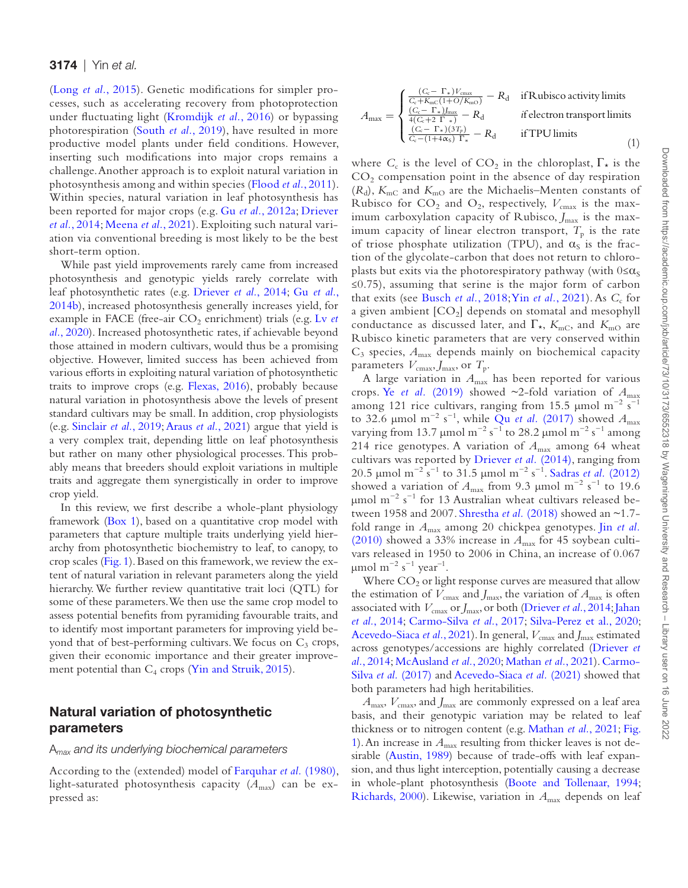(Long *et al.*, 2015). Genetic modifications for simpler processes, such as accelerating recovery from photoprotection under fluctuating light (Kromdijk *et al.*, 2016) or bypassing photorespiration (South *et al.*, 2019), have resulted in more productive model plants under field conditions. However, inserting such modifications into major crops remains a challenge. Another approach is to exploit natural variation in photosynthesis among and within species (Flood *et al.*, 2011). Within species, natural variation in leaf photosynthesis has been reported for major crops (e.g. Gu *et al.*, 2012a; Driever *et al.*, 2014; Meena *et al.*, 2021). Exploiting such natural variation via conventional breeding is most likely to be the best short-term option.

While past yield improvements rarely came from increased photosynthesis and genotypic yields rarely correlate with leaf photosynthetic rates (e.g. Driever *et al.*, 2014; Gu *et al.*, 2014b), increased photosynthesis generally increases yield, for example in FACE (free-air $CO_2$ enrichment) trials (e.g. Lv *et al.*, 2020). Increased photosynthetic rates, if achievable beyond those attained in modern cultivars, would thus be a promising objective. However, limited success has been achieved from various efforts in exploiting natural variation of photosynthetic traits to improve crops (e.g. Flexas, 2016), probably because natural variation in photosynthesis above the levels of present standard cultivars may be small. In addition, crop physiologists (e.g. Sinclair *et al.*, 2019; Araus *et al.*, 2021) argue that yield is a very complex trait, depending little on leaf photosynthesis but rather on many other physiological processes. This probably means that breeders should exploit variations in multiple traits and aggregate them synergistically in order to improve crop yield.

In this review, we first describe a whole-plant physiology framework (Box 1), based on a quantitative crop model with parameters that capture multiple traits underlying yield hierarchy from photosynthetic biochemistry to leaf, to canopy, to crop scales (Fig. 1). Based on this framework, we review the extent of natural variation in relevant parameters along the yield hierarchy. We further review quantitative trait loci (QTL) for some of these parameters. We then use the same crop model to assess potential benefits from pyramiding favourable traits, and to identify most important parameters for improving yield beyond that of best-performing cultivars. We focus on $C_3$ crops, given their economic importance and their greater improvement potential than $C_4$ crops (Yin and Struik, 2015).

## Natural variation of photosynthetic parameters

### *A*$_{max}$ and its underlying biochemical parameters

According to the (extended) model of Farquhar *et al.* (1980), light-saturated photosynthesis capacity ($A_{max}$) can be expressed as:

$$A_{max} = \begin{cases} \frac{(C_c - \Gamma_*)V_{cmax}}{C_c + K_{mC}(1+O/K_{mO})} - R_d & \text{if Rubisco activity limits} \\ \frac{(C_c - \Gamma_*)J_{max}}{4(C_c + 2\Gamma_*)} - R_d & \text{if electron transport limits} \\ \frac{(C_c - \Gamma_*)(3T_p)}{C_c - (1+4\alpha_S)\Gamma_*} - R_d & \text{if TPU limits} \end{cases} \quad (1)$$

where $C_c$ is the level of $CO_2$ in the chloroplast, $\Gamma_*$ is the $CO_2$ compensation point in the absence of day respiration ($R_d$), $K_{mC}$ and $K_{mO}$ are the Michaelis–Menten constants of Rubisco for $CO_2$ and $O_2$, respectively, $V_{cmax}$ is the maximum carboxylation capacity of Rubisco, $J_{max}$ is the maximum capacity of linear electron transport, $T_p$ is the rate of triose phosphate utilization (TPU), and $\alpha_S$ is the fraction of the glycolate-carbon that does not return to chloroplasts but exits via the photorespiratory pathway (with $0 \le \alpha_S \le 0.75$), assuming that serine is the major form of carbon that exits (see Busch *et al.*, 2018; Yin *et al.*, 2021). As $C_c$ for a given ambient [$CO_2$] depends on stomatal and mesophyll conductance as discussed later, and $\Gamma_*$, $K_{mC}$, and $K_{mO}$ are Rubisco kinetic parameters that are very conserved within $C_3$ species, $A_{max}$ depends mainly on biochemical capacity parameters $V_{cmax}$, $J_{max}$, or $T_p$.

A large variation in $A_{max}$ has been reported for various crops. Ye *et al.* (2019) showed ~2-fold variation of $A_{max}$ among 121 rice cultivars, ranging from 15.5 μmol $m^{-2}$ $s^{-1}$ to 32.6 μmol $m^{-2}$ $s^{-1}$, while Qu *et al.* (2017) showed $A_{max}$ varying from 13.7 μmol $m^{-2}$ $s^{-1}$ to 28.2 μmol $m^{-2}$ $s^{-1}$ among 214 rice genotypes. A variation of $A_{max}$ among 64 wheat cultivars was reported by Driever *et al.* (2014), ranging from 20.5 μmol $m^{-2}$ $s^{-1}$ to 31.5 μmol $m^{-2}$ $s^{-1}$. Sadras *et al.* (2012) showed a variation of $A_{max}$ from 9.3 μmol $m^{-2}$ $s^{-1}$ to 19.6 μmol $m^{-2}$ $s^{-1}$ for 13 Australian wheat cultivars released between 1958 and 2007. Shrestha *et al.* (2018) showed an ~1.7-fold range in $A_{max}$ among 20 chickpea genotypes. Jin *et al.* (2010) showed a 33% increase in $A_{max}$ for 45 soybean cultivars released in 1950 to 2006 in China, an increase of 0.067 μmol $m^{-2}$ $s^{-1}$ $year^{-1}$.

Where $CO_2$ or light response curves are measured that allow the estimation of $V_{cmax}$ and $J_{max}$, the variation of $A_{max}$ is often associated with $V_{cmax}$ or $J_{max}$, or both (Driever *et al.*, 2014; Jahan *et al.*, 2014; Carmo-Silva *et al.*, 2017; Silva-Perez et al., 2020; Acevedo-Siaca *et al.*, 2021). In general, $V_{cmax}$ and $J_{max}$ estimated across genotypes/accessions are highly correlated (Driever *et al.*, 2014; McAusland *et al.*, 2020; Mathan *et al.*, 2021). Carmo-Silva *et al.* (2017) and Acevedo-Siaca *et al.* (2021) showed that both parameters had high heritabilities.

$A_{max}$, $V_{cmax}$, and $J_{max}$ are commonly expressed on a leaf area basis, and their genotypic variation may be related to leaf thickness or to nitrogen content (e.g. Mathan *et al.*, 2021; Fig. 1). An increase in $A_{max}$ resulting from thicker leaves is not desirable (Austin, 1989) because of trade-offs with leaf expansion, and thus light interception, potentially causing a decrease in whole-plant photosynthesis (Boote and Tollenaar, 1994; Richards, 2000). Likewise, variation in $A_{max}$ depends on leaf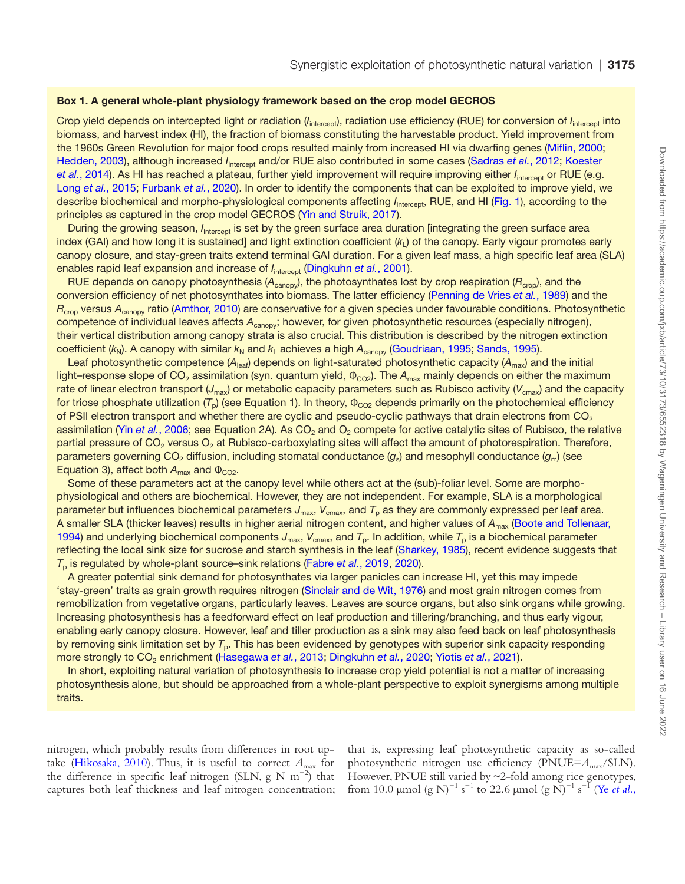**Box 1. A general whole-plant physiology framework based on the crop model GECROS**

Crop yield depends on intercepted light or radiation ($I_{intercept}$), radiation use efficiency (RUE) for conversion of $I_{intercept}$ into biomass, and harvest index (HI), the fraction of biomass constituting the harvestable product. Yield improvement from the 1960s Green Revolution for major food crops resulted mainly from increased HI via dwarfing genes (Miflin, 2000; Hedden, 2003), although increased $I_{intercept}$ and/or RUE also contributed in some cases (Sadras *et al.*, 2012; Koester *et al.*, 2014). As HI has reached a plateau, further yield improvement will require improving either $I_{intercept}$ or RUE (e.g. Long *et al.*, 2015; Furbank *et al.*, 2020). In order to identify the components that can be exploited to improve yield, we describe biochemical and morpho-physiological components affecting $I_{intercept}$, RUE, and HI (Fig. 1), according to the principles as captured in the crop model GECROS (Yin and Struik, 2017).

During the growing season, $I_{intercept}$ is set by the green surface area duration [integrating the green surface area index (GAI) and how long it is sustained] and light extinction coefficient ($k_L$) of the canopy. Early vigour promotes early canopy closure, and stay-green traits extend terminal GAI duration. For a given leaf mass, a high specific leaf area (SLA) enables rapid leaf expansion and increase of $I_{intercept}$ (Dingkuhn *et al.*, 2001).

RUE depends on canopy photosynthesis ($A_{canopy}$), the photosynthates lost by crop respiration ($R_{crop}$), and the conversion efficiency of net photosynthates into biomass. The latter efficiency (Penning de Vries *et al.*, 1989) and the $R_{crop}$ versus $A_{canopy}$ ratio (Amthor, 2010) are conservative for a given species under favourable conditions. Photosynthetic competence of individual leaves affects $A_{canopy}$; however, for given photosynthetic resources (especially nitrogen), their vertical distribution among canopy strata is also crucial. This distribution is described by the nitrogen extinction coefficient ($k_N$). A canopy with similar $k_N$ and $k_L$ achieves a high $A_{canopy}$ (Goudriaan, 1995; Sands, 1995).

Leaf photosynthetic competence ($A_{leaf}$) depends on light-saturated photosynthetic capacity ($A_{max}$) and the initial light–response slope of $CO_2$ assimilation (syn. quantum yield, $\Phi_{CO2}$). The $A_{max}$ mainly depends on either the maximum rate of linear electron transport ($J_{max}$) or metabolic capacity parameters such as Rubisco activity ($V_{cmax}$) and the capacity for triose phosphate utilization ($T_p$) (see Equation 1). In theory, $\Phi_{CO2}$ depends primarily on the photochemical efficiency of PSII electron transport and whether there are cyclic and pseudo-cyclic pathways that drain electrons from $CO_2$ assimilation (Yin *et al.*, 2006; see Equation 2A). As $CO_2$ and $O_2$ compete for active catalytic sites of Rubisco, the relative partial pressure of $CO_2$ versus $O_2$ at Rubisco-carboxylating sites will affect the amount of photorespiration. Therefore, parameters governing $CO_2$ diffusion, including stomatal conductance ($g_s$) and mesophyll conductance ($g_m$) (see Equation 3), affect both $A_{max}$ and $\Phi_{CO2}$.

Some of these parameters act at the canopy level while others act at the (sub)-foliar level. Some are morpho-physiological and others are biochemical. However, they are not independent. For example, SLA is a morphological parameter but influences biochemical parameters $J_{max}$, $V_{cmax}$, and $T_p$ as they are commonly expressed per leaf area. A smaller SLA (thicker leaves) results in higher aerial nitrogen content, and higher values of $A_{max}$ (Boote and Tollenaar, 1994) and underlying biochemical components $J_{max}$, $V_{cmax}$, and $T_p$. In addition, while $T_p$ is a biochemical parameter reflecting the local sink size for sucrose and starch synthesis in the leaf (Sharkey, 1985), recent evidence suggests that $T_p$ is regulated by whole-plant source–sink relations (Fabre *et al.*, 2019, 2020).

A greater potential sink demand for photosynthates via larger panicles can increase HI, yet this may impede 'stay-green' traits as grain growth requires nitrogen (Sinclair and de Wit, 1976) and most grain nitrogen comes from remobilization from vegetative organs, particularly leaves. Leaves are source organs, but also sink organs while growing. Increasing photosynthesis has a feedforward effect on leaf production and tillering/branching, and thus early vigour, enabling early canopy closure. However, leaf and tiller production as a sink may also feed back on leaf photosynthesis by removing sink limitation set by $T_p$. This has been evidenced by genotypes with superior sink capacity responding more strongly to $CO_2$ enrichment (Hasegawa *et al.*, 2013; Dingkuhn *et al.*, 2020; Yiotis *et al.*, 2021).

In short, exploiting natural variation of photosynthesis to increase crop yield potential is not a matter of increasing photosynthesis alone, but should be approached from a whole-plant perspective to exploit synergisms among multiple traits.

nitrogen, which probably results from differences in root uptake (Hikosaka, 2010). Thus, it is useful to correct $A_{max}$ for the difference in specific leaf nitrogen (SLN, g N m$^{-2}$) that captures both leaf thickness and leaf nitrogen concentration; that is, expressing leaf photosynthetic capacity as so-called photosynthetic nitrogen use efficiency (PNUE=$A_{max}$/SLN). However, PNUE still varied by ~2-fold among rice genotypes, from 10.0 μmol (g N)$^{-1}$ s$^{-1}$ to 22.6 μmol (g N)$^{-1}$ s$^{-1}$ (Ye *et al.*,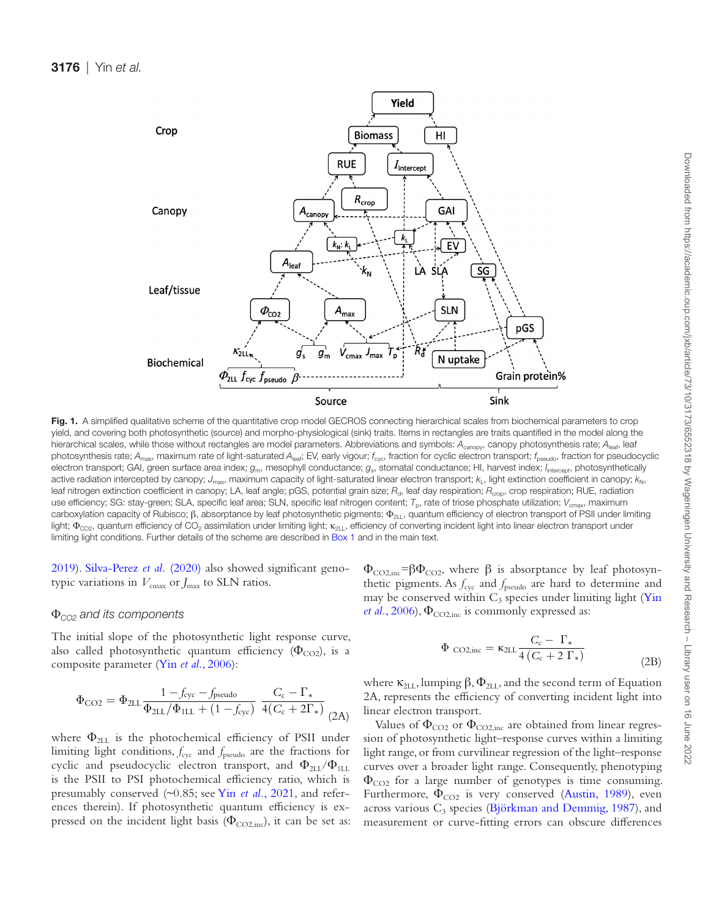**Fig. 1.** A simplified qualitative scheme of the quantitative crop model GECROS connecting hierarchical scales from biochemical parameters to crop yield, and covering both photosynthetic (source) and morpho-physiological (sink) traits. Items in rectangles are traits quantified in the model along the hierarchical scales, while those without rectangles are model parameters. Abbreviations and symbols: $A_{canopy}$, canopy photosynthesis rate; $A_{leaf}$, leaf photosynthesis rate; $A_{max}$, maximum rate of light-saturated $A_{leaf}$; EV, early vigour; $f_{cyc}$, fraction for cyclic electron transport; $f_{pseudo}$, fraction for pseudocyclic electron transport; GAI, green surface area index; $g_m$, mesophyll conductance; $g_s$, stomatal conductance; HI, harvest index; $I_{intercept}$, photosynthetically active radiation intercepted by canopy; $J_{max}$, maximum capacity of light-saturated linear electron transport; $k_L$, light extinction coefficient in canopy; $k_N$, leaf nitrogen extinction coefficient in canopy; LA, leaf angle; pGS, potential grain size; $R_d$, leaf day respiration; $R_{crop}$, crop respiration; RUE, radiation use efficiency; SG: stay-green; SLA, specific leaf area; SLN, specific leaf nitrogen content; $T_p$, rate of triose phosphate utilization; $V_{cmax}$, maximum carboxylation capacity of Rubisco; β, absorptance by leaf photosynthetic pigments; $\Phi_{2LL}$, quantum efficiency of electron transport of PSII under limiting light; $\Phi_{CO2}$, quantum efficiency of $CO_2$ assimilation under limiting light; $\kappa_{2LL}$, efficiency of converting incident light into linear electron transport under limiting light conditions. Further details of the scheme are described in Box 1 and in the main text.

2019). Silva-Perez *et al.* (2020) also showed significant genotypic variations in $V_{cmax}$ or $J_{max}$ to SLN ratios.

### *$\Phi_{CO2}$ and its components*

The initial slope of the photosynthetic light response curve, also called photosynthetic quantum efficiency ($\Phi_{CO2}$), is a composite parameter (Yin *et al.*, 2006):

$$\Phi_{CO2} = \Phi_{2LL}\frac{1 - f_{cyc} - f_{pseudo}}{\Phi_{2LL}/\Phi_{1LL} + (1 - f_{cyc})}\;\frac{C_c - \Gamma_*}{4(C_c + 2\Gamma_*)} \quad (2A)$$

where $\Phi_{2LL}$ is the photochemical efficiency of PSII under limiting light conditions, $f_{cyc}$ and $f_{pseudo}$ are the fractions for cyclic and pseudocyclic electron transport, and $\Phi_{2LL}/\Phi_{1LL}$ is the PSII to PSI photochemical efficiency ratio, which is presumably conserved (~0.85; see Yin *et al.*, 2021, and references therein). If photosynthetic quantum efficiency is expressed on the incident light basis ($\Phi_{CO2,inc}$), it can be set as: $\Phi_{CO2,inc}=\beta\Phi_{CO2}$, where β is absorptance by leaf photosynthetic pigments. As $f_{cyc}$ and $f_{pseudo}$ are hard to determine and may be conserved within $C_3$ species under limiting light (Yin *et al.*, 2006), $\Phi_{CO2,inc}$ is commonly expressed as:

$$\Phi_{CO2,inc} = \kappa_{2LL}\frac{C_c - \Gamma_*}{4(C_c + 2\Gamma_*)} \quad (2B)$$

where $\kappa_{2LL}$, lumping β, $\Phi_{2LL}$, and the second term of Equation 2A, represents the efficiency of converting incident light into linear electron transport.

Values of $\Phi_{CO2}$ or $\Phi_{CO2,inc}$ are obtained from linear regression of photosynthetic light–response curves within a limiting light range, or from curvilinear regression of the light–response curves over a broader light range. Consequently, phenotyping $\Phi_{CO2}$ for a large number of genotypes is time consuming. Furthermore, $\Phi_{CO2}$ is very conserved (Austin, 1989), even across various $C_3$ species (Björkman and Demmig, 1987), and measurement or curve-fitting errors can obscure differences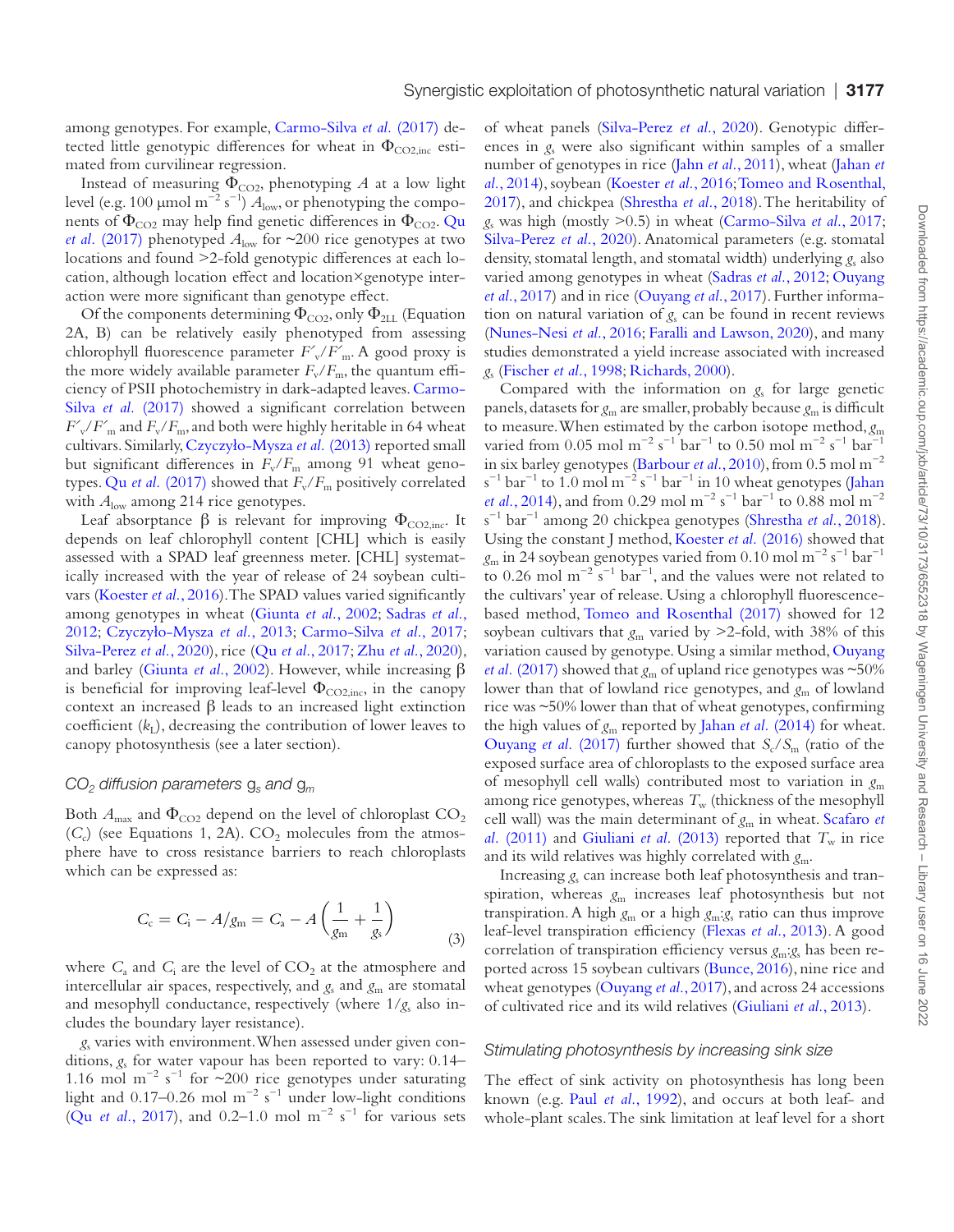among genotypes. For example, Carmo-Silva *et al.* (2017) detected little genotypic differences for wheat in $\Phi_{CO2,inc}$ estimated from curvilinear regression.

Instead of measuring $\Phi_{CO2}$, phenotyping $A$ at a low light level (e.g. 100 μmol m$^{-2}$ s$^{-1}$) $A_{low}$, or phenotyping the components of $\Phi_{CO2}$ may help find genetic differences in $\Phi_{CO2}$. Qu *et al.* (2017) phenotyped $A_{low}$ for ~200 rice genotypes at two locations and found >2-fold genotypic differences at each location, although location effect and location×genotype interaction were more significant than genotype effect.

Of the components determining $\Phi_{CO2}$, only $\Phi_{2LL}$ (Equation 2A, B) can be relatively easily phenotyped from assessing chlorophyll fluorescence parameter $F'_v/F'_m$. A good proxy is the more widely available parameter $F_v/F_m$, the quantum efficiency of PSII photochemistry in dark-adapted leaves. Carmo-Silva *et al.* (2017) showed a significant correlation between $F'_v/F'_m$ and $F_v/F_m$, and both were highly heritable in 64 wheat cultivars. Similarly, Czyczyło-Mysza *et al.* (2013) reported small but significant differences in $F_v/F_m$ among 91 wheat genotypes. Qu *et al.* (2017) showed that $F_v/F_m$ positively correlated with $A_{low}$ among 214 rice genotypes.

Leaf absorptance β is relevant for improving $\Phi_{CO2,inc}$. It depends on leaf chlorophyll content [CHL] which is easily assessed with a SPAD leaf greenness meter. [CHL] systematically increased with the year of release of 24 soybean cultivars (Koester *et al.*, 2016). The SPAD values varied significantly among genotypes in wheat (Giunta *et al.*, 2002; Sadras *et al.*, 2012; Czyczyło-Mysza *et al.*, 2013; Carmo-Silva *et al.*, 2017; Silva-Perez *et al.*, 2020), rice (Qu *et al.*, 2017; Zhu *et al.*, 2020), and barley (Giunta *et al.*, 2002). However, while increasing β is beneficial for improving leaf-level $\Phi_{CO2,inc}$, in the canopy context an increased β leads to an increased light extinction coefficient ($k_L$), decreasing the contribution of lower leaves to canopy photosynthesis (see a later section).

### $CO_2$ diffusion parameters $g_s$ and $g_m$

Both $A_{max}$ and $\Phi_{CO2}$ depend on the level of chloroplast $CO_2$ ($C_c$) (see Equations 1, 2A). $CO_2$ molecules from the atmosphere have to cross resistance barriers to reach chloroplasts which can be expressed as:

$$C_c = C_i - A/g_m = C_a - A\left(\frac{1}{g_m} + \frac{1}{g_s}\right) \tag{3}$$

where $C_a$ and $C_i$ are the level of $CO_2$ at the atmosphere and intercellular air spaces, respectively, and $g_s$ and $g_m$ are stomatal and mesophyll conductance, respectively (where $1/g_s$ also includes the boundary layer resistance).

$g_s$ varies with environment. When assessed under given conditions, $g_s$ for water vapour has been reported to vary: 0.14–1.16 mol m$^{-2}$ s$^{-1}$ for ~200 rice genotypes under saturating light and 0.17–0.26 mol m$^{-2}$ s$^{-1}$ under low-light conditions (Qu *et al.*, 2017), and 0.2–1.0 mol m$^{-2}$ s$^{-1}$ for various sets of wheat panels (Silva-Perez *et al.*, 2020). Genotypic differences in $g_s$ were also significant within samples of a smaller number of genotypes in rice (Jahn *et al.*, 2011), wheat (Jahan *et al.*, 2014), soybean (Koester *et al.*, 2016; Tomeo and Rosenthal, 2017), and chickpea (Shrestha *et al.*, 2018). The heritability of $g_s$ was high (mostly >0.5) in wheat (Carmo-Silva *et al.*, 2017; Silva-Perez *et al.*, 2020). Anatomical parameters (e.g. stomatal density, stomatal length, and stomatal width) underlying $g_s$ also varied among genotypes in wheat (Sadras *et al.*, 2012; Ouyang *et al.*, 2017) and in rice (Ouyang *et al.*, 2017). Further information on natural variation of $g_s$ can be found in recent reviews (Nunes-Nesi *et al.*, 2016; Faralli and Lawson, 2020), and many studies demonstrated a yield increase associated with increased $g_s$ (Fischer *et al.*, 1998; Richards, 2000).

Compared with the information on $g_s$ for large genetic panels, datasets for $g_m$ are smaller, probably because $g_m$ is difficult to measure. When estimated by the carbon isotope method, $g_m$ varied from 0.05 mol m$^{-2}$ s$^{-1}$ bar$^{-1}$ to 0.50 mol m$^{-2}$ s$^{-1}$ bar$^{-1}$ in six barley genotypes (Barbour *et al.*, 2010), from 0.5 mol m$^{-2}$ s$^{-1}$ bar$^{-1}$ to 1.0 mol m$^{-2}$ s$^{-1}$ bar$^{-1}$ in 10 wheat genotypes (Jahan *et al.*, 2014), and from 0.29 mol m$^{-2}$ s$^{-1}$ bar$^{-1}$ to 0.88 mol m$^{-2}$ s$^{-1}$ bar$^{-1}$ among 20 chickpea genotypes (Shrestha *et al.*, 2018). Using the constant J method, Koester *et al.* (2016) showed that $g_m$ in 24 soybean genotypes varied from 0.10 mol m$^{-2}$ s$^{-1}$ bar$^{-1}$ to 0.26 mol m$^{-2}$ s$^{-1}$ bar$^{-1}$, and the values were not related to the cultivars' year of release. Using a chlorophyll fluorescence-based method, Tomeo and Rosenthal (2017) showed for 12 soybean cultivars that $g_m$ varied by >2-fold, with 38% of this variation caused by genotype. Using a similar method, Ouyang *et al.* (2017) showed that $g_m$ of upland rice genotypes was ~50% lower than that of lowland rice genotypes, and $g_m$ of lowland rice was ~50% lower than that of wheat genotypes, confirming the high values of $g_m$ reported by Jahan *et al.* (2014) for wheat. Ouyang *et al.* (2017) further showed that $S_c/S_m$ (ratio of the exposed surface area of chloroplasts to the exposed surface area of mesophyll cell walls) contributed most to variation in $g_m$ among rice genotypes, whereas $T_w$ (thickness of the mesophyll cell wall) was the main determinant of $g_m$ in wheat. Scafaro *et al.* (2011) and Giuliani *et al.* (2013) reported that $T_w$ in rice and its wild relatives was highly correlated with $g_m$.

Increasing $g_s$ can increase both leaf photosynthesis and transpiration, whereas $g_m$ increases leaf photosynthesis but not transpiration. A high $g_m$ or a high $g_m$:$g_s$ ratio can thus improve leaf-level transpiration efficiency (Flexas *et al.*, 2013). A good correlation of transpiration efficiency versus $g_m$:$g_s$ has been reported across 15 soybean cultivars (Bunce, 2016), nine rice and wheat genotypes (Ouyang *et al.*, 2017), and across 24 accessions of cultivated rice and its wild relatives (Giuliani *et al.*, 2013).

### Stimulating photosynthesis by increasing sink size

The effect of sink activity on photosynthesis has long been known (e.g. Paul *et al.*, 1992), and occurs at both leaf- and whole-plant scales. The sink limitation at leaf level for a short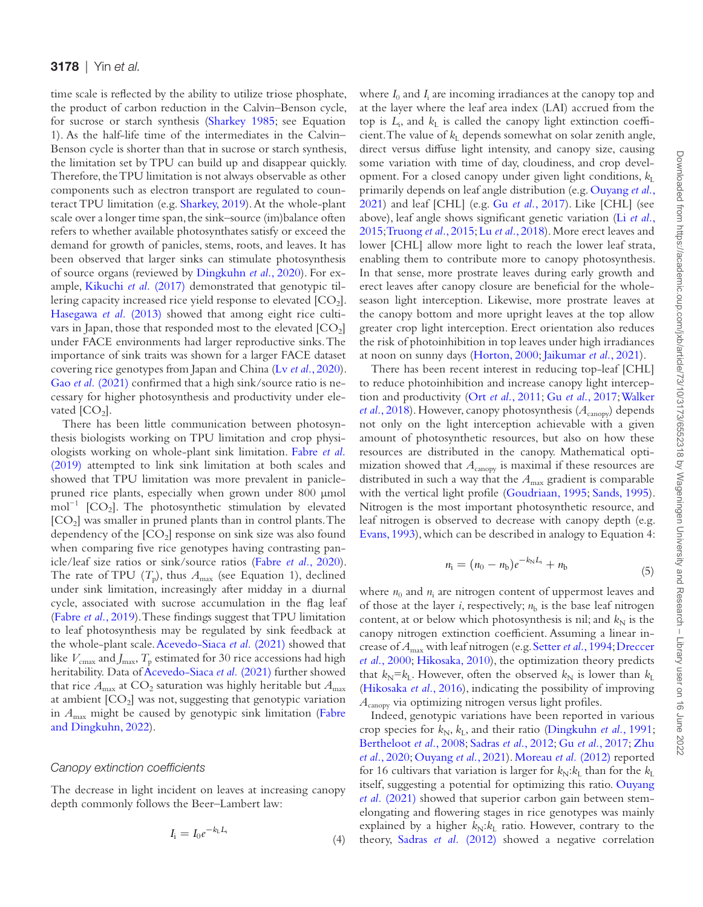time scale is reflected by the ability to utilize triose phosphate, the product of carbon reduction in the Calvin–Benson cycle, for sucrose or starch synthesis (Sharkey 1985; see Equation 1). As the half-life time of the intermediates in the Calvin–Benson cycle is shorter than that in sucrose or starch synthesis, the limitation set by TPU can build up and disappear quickly. Therefore, the TPU limitation is not always observable as other components such as electron transport are regulated to counteract TPU limitation (e.g. Sharkey, 2019). At the whole-plant scale over a longer time span, the sink–source (im)balance often refers to whether available photosynthates satisfy or exceed the demand for growth of panicles, stems, roots, and leaves. It has been observed that larger sinks can stimulate photosynthesis of source organs (reviewed by Dingkuhn *et al.*, 2020). For example, Kikuchi *et al.* (2017) demonstrated that genotypic tillering capacity increased rice yield response to elevated [$CO_2$]. Hasegawa *et al.* (2013) showed that among eight rice cultivars in Japan, those that responded most to the elevated [$CO_2$] under FACE environments had larger reproductive sinks. The importance of sink traits was shown for a larger FACE dataset covering rice genotypes from Japan and China (Lv *et al.*, 2020). Gao *et al.* (2021) confirmed that a high sink/source ratio is necessary for higher photosynthesis and productivity under elevated [$CO_2$].

There has been little communication between photosynthesis biologists working on TPU limitation and crop physiologists working on whole-plant sink limitation. Fabre *et al.* (2019) attempted to link sink limitation at both scales and showed that TPU limitation was more prevalent in panicle-pruned rice plants, especially when grown under 800 μmol mol$^{-1}$ [$CO_2$]. The photosynthetic stimulation by elevated [$CO_2$] was smaller in pruned plants than in control plants. The dependency of the [$CO_2$] response on sink size was also found when comparing five rice genotypes having contrasting panicle/leaf size ratios or sink/source ratios (Fabre *et al.*, 2020). The rate of TPU ($T_p$), thus $A_{max}$ (see Equation 1), declined under sink limitation, increasingly after midday in a diurnal cycle, associated with sucrose accumulation in the flag leaf (Fabre *et al.*, 2019). These findings suggest that TPU limitation to leaf photosynthesis may be regulated by sink feedback at the whole-plant scale. Acevedo-Siaca *et al.* (2021) showed that like $V_{cmax}$ and $J_{max}$, $T_p$ estimated for 30 rice accessions had high heritability. Data of Acevedo-Siaca *et al.* (2021) further showed that rice $A_{max}$ at $CO_2$ saturation was highly heritable but $A_{max}$ at ambient [$CO_2$] was not, suggesting that genotypic variation in $A_{max}$ might be caused by genotypic sink limitation (Fabre and Dingkuhn, 2022).

### *Canopy extinction coefficients*

The decrease in light incident on leaves at increasing canopy depth commonly follows the Beer–Lambert law:

$$I_i = I_0 e^{-k_L L_i} \tag{4}$$

where $I_0$ and $I_i$ are incoming irradiances at the canopy top and at the layer where the leaf area index (LAI) accrued from the top is $L_i$, and $k_L$ is called the canopy light extinction coefficient. The value of $k_L$ depends somewhat on solar zenith angle, direct versus diffuse light intensity, and canopy size, causing some variation with time of day, cloudiness, and crop development. For a closed canopy under given light conditions, $k_L$ primarily depends on leaf angle distribution (e.g. Ouyang *et al.*, 2021) and leaf [CHL] (e.g. Gu *et al.*, 2017). Like [CHL] (see above), leaf angle shows significant genetic variation (Li *et al.*, 2015; Truong *et al.*, 2015; Lu *et al.*, 2018). More erect leaves and lower [CHL] allow more light to reach the lower leaf strata, enabling them to contribute more to canopy photosynthesis. In that sense, more prostrate leaves during early growth and erect leaves after canopy closure are beneficial for the whole-season light interception. Likewise, more prostrate leaves at the canopy bottom and more upright leaves at the top allow greater crop light interception. Erect orientation also reduces the risk of photoinhibition in top leaves under high irradiances at noon on sunny days (Horton, 2000; Jaikumar *et al.*, 2021).

There has been recent interest in reducing top-leaf [CHL] to reduce photoinhibition and increase canopy light interception and productivity (Ort *et al.*, 2011; Gu *et al.*, 2017; Walker *et al.*, 2018). However, canopy photosynthesis ($A_{canopy}$) depends not only on the light interception achievable with a given amount of photosynthetic resources, but also on how these resources are distributed in the canopy. Mathematical optimization showed that $A_{canopy}$ is maximal if these resources are distributed in such a way that the $A_{max}$ gradient is comparable with the vertical light profile (Goudriaan, 1995; Sands, 1995). Nitrogen is the most important photosynthetic resource, and leaf nitrogen is observed to decrease with canopy depth (e.g. Evans, 1993), which can be described in analogy to Equation 4:

$$n_i = (n_0 - n_b) e^{-k_N L_i} + n_b \tag{5}$$

where $n_0$ and $n_i$ are nitrogen content of uppermost leaves and of those at the layer $i$, respectively; $n_b$ is the base leaf nitrogen content, at or below which photosynthesis is nil; and $k_N$ is the canopy nitrogen extinction coefficient. Assuming a linear increase of $A_{max}$ with leaf nitrogen (e.g. Setter *et al.*, 1994; Dreccer *et al.*, 2000; Hikosaka, 2010), the optimization theory predicts that $k_N = k_L$. However, often the observed $k_N$ is lower than $k_L$ (Hikosaka *et al.*, 2016), indicating the possibility of improving $A_{canopy}$ via optimizing nitrogen versus light profiles.

Indeed, genotypic variations have been reported in various crop species for $k_N$, $k_L$, and their ratio (Dingkuhn *et al.*, 1991; Bertheloot *et al.*, 2008; Sadras *et al.*, 2012; Gu *et al.*, 2017; Zhu *et al.*, 2020; Ouyang *et al.*, 2021). Moreau *et al.* (2012) reported for 16 cultivars that variation is larger for $k_N$:$k_L$ than for the $k_L$ itself, suggesting a potential for optimizing this ratio. Ouyang *et al.* (2021) showed that superior carbon gain between stem-elongating and flowering stages in rice genotypes was mainly explained by a higher $k_N$:$k_L$ ratio. However, contrary to the theory, Sadras *et al.* (2012) showed a negative correlation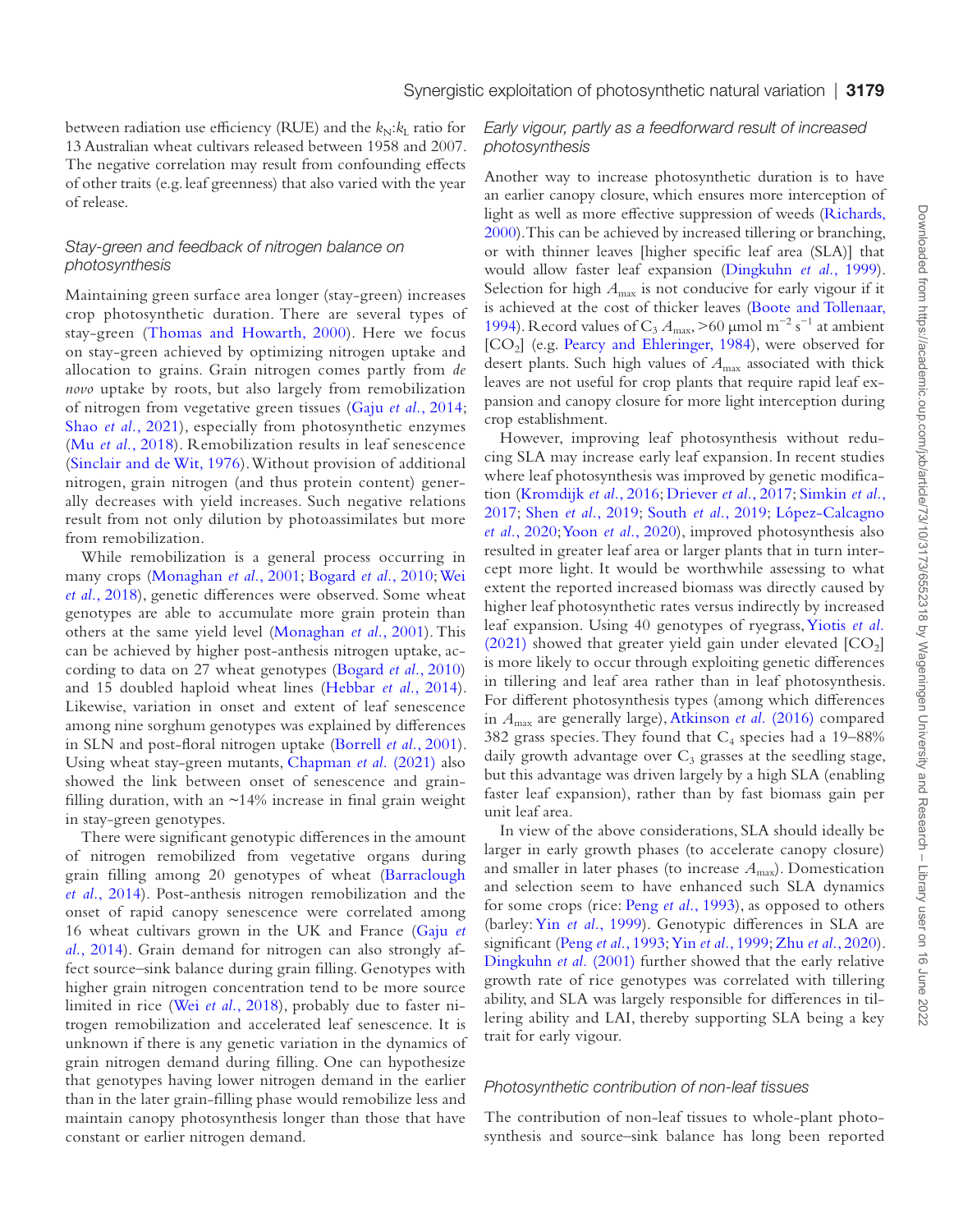between radiation use efficiency (RUE) and the $k_N$:$k_L$ ratio for 13 Australian wheat cultivars released between 1958 and 2007. The negative correlation may result from confounding effects of other traits (e.g. leaf greenness) that also varied with the year of release.

### Stay-green and feedback of nitrogen balance on photosynthesis

Maintaining green surface area longer (stay-green) increases crop photosynthetic duration. There are several types of stay-green (Thomas and Howarth, 2000). Here we focus on stay-green achieved by optimizing nitrogen uptake and allocation to grains. Grain nitrogen comes partly from *de novo* uptake by roots, but also largely from remobilization of nitrogen from vegetative green tissues (Gaju *et al.*, 2014; Shao *et al.*, 2021), especially from photosynthetic enzymes (Mu *et al.*, 2018). Remobilization results in leaf senescence (Sinclair and de Wit, 1976). Without provision of additional nitrogen, grain nitrogen (and thus protein content) generally decreases with yield increases. Such negative relations result from not only dilution by photoassimilates but more from remobilization.

While remobilization is a general process occurring in many crops (Monaghan *et al.*, 2001; Bogard *et al.*, 2010; Wei *et al.*, 2018), genetic differences were observed. Some wheat genotypes are able to accumulate more grain protein than others at the same yield level (Monaghan *et al.*, 2001). This can be achieved by higher post-anthesis nitrogen uptake, according to data on 27 wheat genotypes (Bogard *et al.*, 2010) and 15 doubled haploid wheat lines (Hebbar *et al.*, 2014). Likewise, variation in onset and extent of leaf senescence among nine sorghum genotypes was explained by differences in SLN and post-floral nitrogen uptake (Borrell *et al.*, 2001). Using wheat stay-green mutants, Chapman *et al.* (2021) also showed the link between onset of senescence and grain-filling duration, with an ~14% increase in final grain weight in stay-green genotypes.

There were significant genotypic differences in the amount of nitrogen remobilized from vegetative organs during grain filling among 20 genotypes of wheat (Barraclough *et al.*, 2014). Post-anthesis nitrogen remobilization and the onset of rapid canopy senescence were correlated among 16 wheat cultivars grown in the UK and France (Gaju *et al.*, 2014). Grain demand for nitrogen can also strongly affect source–sink balance during grain filling. Genotypes with higher grain nitrogen concentration tend to be more source limited in rice (Wei *et al.*, 2018), probably due to faster nitrogen remobilization and accelerated leaf senescence. It is unknown if there is any genetic variation in the dynamics of grain nitrogen demand during filling. One can hypothesize that genotypes having lower nitrogen demand in the earlier than in the later grain-filling phase would remobilize less and maintain canopy photosynthesis longer than those that have constant or earlier nitrogen demand.

### Early vigour, partly as a feedforward result of increased photosynthesis

Another way to increase photosynthetic duration is to have an earlier canopy closure, which ensures more interception of light as well as more effective suppression of weeds (Richards, 2000). This can be achieved by increased tillering or branching, or with thinner leaves [higher specific leaf area (SLA)] that would allow faster leaf expansion (Dingkuhn *et al.*, 1999). Selection for high $A_{max}$ is not conducive for early vigour if it is achieved at the cost of thicker leaves (Boote and Tollenaar, 1994). Record values of $C_3$ $A_{max}$, >60 μmol $m^{-2}$ $s^{-1}$ at ambient [$CO_2$] (e.g. Pearcy and Ehleringer, 1984), were observed for desert plants. Such high values of $A_{max}$ associated with thick leaves are not useful for crop plants that require rapid leaf expansion and canopy closure for more light interception during crop establishment.

However, improving leaf photosynthesis without reducing SLA may increase early leaf expansion. In recent studies where leaf photosynthesis was improved by genetic modification (Kromdijk *et al.*, 2016; Driever *et al.*, 2017; Simkin *et al.*, 2017; Shen *et al.*, 2019; South *et al.*, 2019; López-Calcagno *et al.*, 2020; Yoon *et al.*, 2020), improved photosynthesis also resulted in greater leaf area or larger plants that in turn intercept more light. It would be worthwhile assessing to what extent the reported increased biomass was directly caused by higher leaf photosynthetic rates versus indirectly by increased leaf expansion. Using 40 genotypes of ryegrass, Yiotis *et al.* (2021) showed that greater yield gain under elevated [$CO_2$] is more likely to occur through exploiting genetic differences in tillering and leaf area rather than in leaf photosynthesis. For different photosynthesis types (among which differences in $A_{max}$ are generally large), Atkinson *et al.* (2016) compared 382 grass species. They found that $C_4$ species had a 19–88% daily growth advantage over $C_3$ grasses at the seedling stage, but this advantage was driven largely by a high SLA (enabling faster leaf expansion), rather than by fast biomass gain per unit leaf area.

In view of the above considerations, SLA should ideally be larger in early growth phases (to accelerate canopy closure) and smaller in later phases (to increase $A_{max}$). Domestication and selection seem to have enhanced such SLA dynamics for some crops (rice: Peng *et al.*, 1993), as opposed to others (barley: Yin *et al.*, 1999). Genotypic differences in SLA are significant (Peng *et al.*, 1993; Yin *et al.*, 1999; Zhu *et al.*, 2020). Dingkuhn *et al.* (2001) further showed that the early relative growth rate of rice genotypes was correlated with tillering ability, and SLA was largely responsible for differences in tillering ability and LAI, thereby supporting SLA being a key trait for early vigour.

### Photosynthetic contribution of non-leaf tissues

The contribution of non-leaf tissues to whole-plant photosynthesis and source–sink balance has long been reported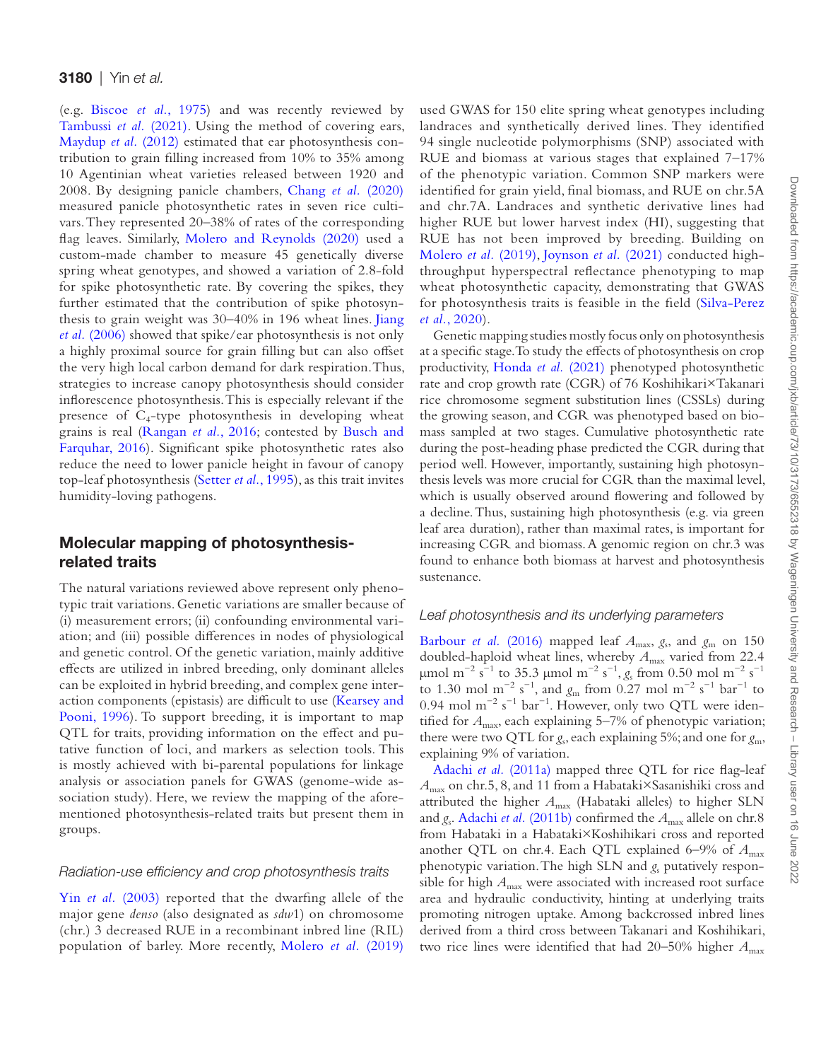(e.g. Biscoe *et al.*, 1975) and was recently reviewed by Tambussi *et al.* (2021). Using the method of covering ears, Maydup *et al.* (2012) estimated that ear photosynthesis contribution to grain filling increased from 10% to 35% among 10 Agentinian wheat varieties released between 1920 and 2008. By designing panicle chambers, Chang *et al.* (2020) measured panicle photosynthetic rates in seven rice cultivars. They represented 20–38% of rates of the corresponding flag leaves. Similarly, Molero and Reynolds (2020) used a custom-made chamber to measure 45 genetically diverse spring wheat genotypes, and showed a variation of 2.8-fold for spike photosynthetic rate. By covering the spikes, they further estimated that the contribution of spike photosynthesis to grain weight was 30–40% in 196 wheat lines. Jiang *et al.* (2006) showed that spike/ear photosynthesis is not only a highly proximal source for grain filling but can also offset the very high local carbon demand for dark respiration. Thus, strategies to increase canopy photosynthesis should consider inflorescence photosynthesis. This is especially relevant if the presence of $C_4$-type photosynthesis in developing wheat grains is real (Rangan *et al.*, 2016; contested by Busch and Farquhar, 2016). Significant spike photosynthetic rates also reduce the need to lower panicle height in favour of canopy top-leaf photosynthesis (Setter *et al.*, 1995), as this trait invites humidity-loving pathogens.

## Molecular mapping of photosynthesis-related traits

The natural variations reviewed above represent only phenotypic trait variations. Genetic variations are smaller because of (i) measurement errors; (ii) confounding environmental variation; and (iii) possible differences in nodes of physiological and genetic control. Of the genetic variation, mainly additive effects are utilized in inbred breeding, only dominant alleles can be exploited in hybrid breeding, and complex gene interaction components (epistasis) are difficult to use (Kearsey and Pooni, 1996). To support breeding, it is important to map QTL for traits, providing information on the effect and putative function of loci, and markers as selection tools. This is mostly achieved with bi-parental populations for linkage analysis or association panels for GWAS (genome-wide association study). Here, we review the mapping of the aforementioned photosynthesis-related traits but present them in groups.

### *Radiation-use efficiency and crop photosynthesis traits*

Yin *et al.* (2003) reported that the dwarfing allele of the major gene *denso* (also designated as *sdw*1) on chromosome (chr.) 3 decreased RUE in a recombinant inbred line (RIL) population of barley. More recently, Molero *et al.* (2019) used GWAS for 150 elite spring wheat genotypes including landraces and synthetically derived lines. They identified 94 single nucleotide polymorphisms (SNP) associated with RUE and biomass at various stages that explained 7–17% of the phenotypic variation. Common SNP markers were identified for grain yield, final biomass, and RUE on chr.5A and chr.7A. Landraces and synthetic derivative lines had higher RUE but lower harvest index (HI), suggesting that RUE has not been improved by breeding. Building on Molero *et al.* (2019), Joynson *et al.* (2021) conducted high-throughput hyperspectral reflectance phenotyping to map wheat photosynthetic capacity, demonstrating that GWAS for photosynthesis traits is feasible in the field (Silva-Perez *et al.*, 2020).

Genetic mapping studies mostly focus only on photosynthesis at a specific stage. To study the effects of photosynthesis on crop productivity, Honda *et al.* (2021) phenotyped photosynthetic rate and crop growth rate (CGR) of 76 Koshihikari×Takanari rice chromosome segment substitution lines (CSSLs) during the growing season, and CGR was phenotyped based on biomass sampled at two stages. Cumulative photosynthetic rate during the post-heading phase predicted the CGR during that period well. However, importantly, sustaining high photosynthesis levels was more crucial for CGR than the maximal level, which is usually observed around flowering and followed by a decline. Thus, sustaining high photosynthesis (e.g. via green leaf area duration), rather than maximal rates, is important for increasing CGR and biomass. A genomic region on chr.3 was found to enhance both biomass at harvest and photosynthesis sustenance.

### *Leaf photosynthesis and its underlying parameters*

Barbour *et al.* (2016) mapped leaf $A_{max}$, $g_s$, and $g_m$ on 150 doubled-haploid wheat lines, whereby $A_{max}$ varied from 22.4 μmol m$^{-2}$ s$^{-1}$ to 35.3 μmol m$^{-2}$ s$^{-1}$, $g_s$ from 0.50 mol m$^{-2}$ s$^{-1}$ to 1.30 mol m$^{-2}$ s$^{-1}$, and $g_m$ from 0.27 mol m$^{-2}$ s$^{-1}$ bar$^{-1}$ to 0.94 mol m$^{-2}$ s$^{-1}$ bar$^{-1}$. However, only two QTL were identified for $A_{max}$, each explaining 5–7% of phenotypic variation; there were two QTL for $g_s$, each explaining 5%; and one for $g_m$, explaining 9% of variation.

Adachi *et al.* (2011a) mapped three QTL for rice flag-leaf $A_{max}$ on chr.5, 8, and 11 from a Habataki×Sasanishiki cross and attributed the higher $A_{max}$ (Habataki alleles) to higher SLN and $g_s$. Adachi *et al.* (2011b) confirmed the $A_{max}$ allele on chr.8 from Habataki in a Habataki×Koshihikari cross and reported another QTL on chr.4. Each QTL explained 6–9% of $A_{max}$ phenotypic variation. The high SLN and $g_s$ putatively responsible for high $A_{max}$ were associated with increased root surface area and hydraulic conductivity, hinting at underlying traits promoting nitrogen uptake. Among backcrossed inbred lines derived from a third cross between Takanari and Koshihikari, two rice lines were identified that had 20–50% higher $A_{max}$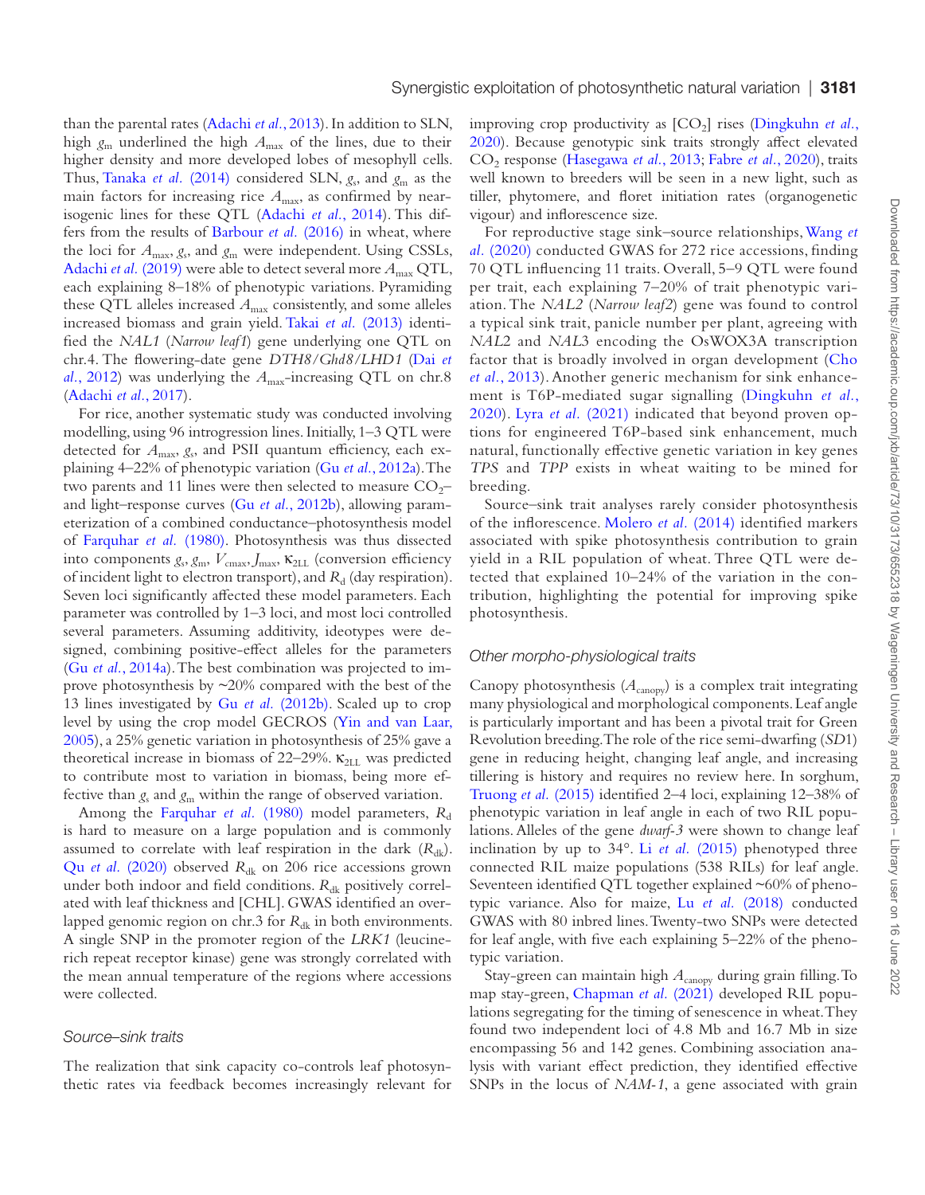than the parental rates (Adachi *et al.*, 2013). In addition to SLN, high $g_m$ underlined the high $A_{max}$ of the lines, due to their higher density and more developed lobes of mesophyll cells. Thus, Tanaka *et al.* (2014) considered SLN, $g_s$, and $g_m$ as the main factors for increasing rice $A_{max}$, as confirmed by near-isogenic lines for these QTL (Adachi *et al.*, 2014). This differs from the results of Barbour *et al.* (2016) in wheat, where the loci for $A_{max}$, $g_s$, and $g_m$ were independent. Using CSSLs, Adachi *et al.* (2019) were able to detect several more $A_{max}$ QTL, each explaining 8–18% of phenotypic variations. Pyramiding these QTL alleles increased $A_{max}$ consistently, and some alleles increased biomass and grain yield. Takai *et al.* (2013) identified the *NAL1* (*Narrow leaf1*) gene underlying one QTL on chr.4. The flowering-date gene *DTH8/Ghd8/LHD1* (Dai *et al.*, 2012) was underlying the $A_{max}$-increasing QTL on chr.8 (Adachi *et al.*, 2017).

For rice, another systematic study was conducted involving modelling, using 96 introgression lines. Initially, 1–3 QTL were detected for $A_{max}$, $g_s$, and PSII quantum efficiency, each explaining 4–22% of phenotypic variation (Gu *et al.*, 2012a). The two parents and 11 lines were then selected to measure $CO_2$– and light–response curves (Gu *et al.*, 2012b), allowing parameterization of a combined conductance–photosynthesis model of Farquhar *et al.* (1980). Photosynthesis was thus dissected into components $g_s$, $g_m$, $V_{cmax}$, $J_{max}$, $\kappa_{2LL}$ (conversion efficiency of incident light to electron transport), and $R_d$ (day respiration). Seven loci significantly affected these model parameters. Each parameter was controlled by 1–3 loci, and most loci controlled several parameters. Assuming additivity, ideotypes were designed, combining positive-effect alleles for the parameters (Gu *et al.*, 2014a). The best combination was projected to improve photosynthesis by ~20% compared with the best of the 13 lines investigated by Gu *et al.* (2012b). Scaled up to crop level by using the crop model GECROS (Yin and van Laar, 2005), a 25% genetic variation in photosynthesis of 25% gave a theoretical increase in biomass of 22–29%. $\kappa_{2LL}$ was predicted to contribute most to variation in biomass, being more effective than $g_s$ and $g_m$ within the range of observed variation.

Among the Farquhar *et al.* (1980) model parameters, $R_d$ is hard to measure on a large population and is commonly assumed to correlate with leaf respiration in the dark ($R_{dk}$). Qu *et al.* (2020) observed $R_{dk}$ on 206 rice accessions grown under both indoor and field conditions. $R_{dk}$ positively correlated with leaf thickness and [CHL]. GWAS identified an overlapped genomic region on chr.3 for $R_{dk}$ in both environments. A single SNP in the promoter region of the *LRK1* (leucine-rich repeat receptor kinase) gene was strongly correlated with the mean annual temperature of the regions where accessions were collected.

### Source–sink traits

The realization that sink capacity co-controls leaf photosynthetic rates via feedback becomes increasingly relevant for improving crop productivity as [$CO_2$] rises (Dingkuhn *et al.*, 2020). Because genotypic sink traits strongly affect elevated $CO_2$ response (Hasegawa *et al.*, 2013; Fabre *et al.*, 2020), traits well known to breeders will be seen in a new light, such as tiller, phytomere, and floret initiation rates (organogenetic vigour) and inflorescence size.

For reproductive stage sink–source relationships, Wang *et al.* (2020) conducted GWAS for 272 rice accessions, finding 70 QTL influencing 11 traits. Overall, 5–9 QTL were found per trait, each explaining 7–20% of trait phenotypic variation. The *NAL2* (*Narrow leaf2*) gene was found to control a typical sink trait, panicle number per plant, agreeing with *NAL2* and *NAL3* encoding the OsWOX3A transcription factor that is broadly involved in organ development (Cho *et al.*, 2013). Another generic mechanism for sink enhancement is T6P-mediated sugar signalling (Dingkuhn *et al.*, 2020). Lyra *et al.* (2021) indicated that beyond proven options for engineered T6P-based sink enhancement, much natural, functionally effective genetic variation in key genes *TPS* and *TPP* exists in wheat waiting to be mined for breeding.

Source–sink trait analyses rarely consider photosynthesis of the inflorescence. Molero *et al.* (2014) identified markers associated with spike photosynthesis contribution to grain yield in a RIL population of wheat. Three QTL were detected that explained 10–24% of the variation in the contribution, highlighting the potential for improving spike photosynthesis.

### Other morpho-physiological traits

Canopy photosynthesis ($A_{canopy}$) is a complex trait integrating many physiological and morphological components. Leaf angle is particularly important and has been a pivotal trait for Green Revolution breeding. The role of the rice semi-dwarfing (*SD1*) gene in reducing height, changing leaf angle, and increasing tillering is history and requires no review here. In sorghum, Truong *et al.* (2015) identified 2–4 loci, explaining 12–38% of phenotypic variation in leaf angle in each of two RIL populations. Alleles of the gene *dwarf-3* were shown to change leaf inclination by up to 34°. Li *et al.* (2015) phenotyped three connected RIL maize populations (538 RILs) for leaf angle. Seventeen identified QTL together explained ~60% of phenotypic variance. Also for maize, Lu *et al.* (2018) conducted GWAS with 80 inbred lines. Twenty-two SNPs were detected for leaf angle, with five each explaining 5–22% of the phenotypic variation.

Stay-green can maintain high $A_{canopy}$ during grain filling. To map stay-green, Chapman *et al.* (2021) developed RIL populations segregating for the timing of senescence in wheat. They found two independent loci of 4.8 Mb and 16.7 Mb in size encompassing 56 and 142 genes. Combining association analysis with variant effect prediction, they identified effective SNPs in the locus of *NAM-1*, a gene associated with grain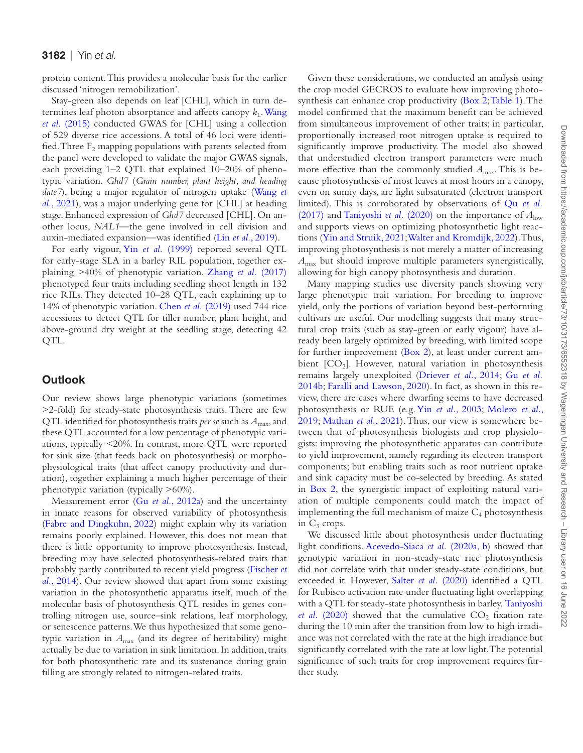protein content. This provides a molecular basis for the earlier discussed 'nitrogen remobilization'.

Stay-green also depends on leaf [CHL], which in turn determines leaf photon absorptance and affects canopy $k_L$. Wang *et al.* (2015) conducted GWAS for [CHL] using a collection of 529 diverse rice accessions. A total of 46 loci were identified. Three $F_2$ mapping populations with parents selected from the panel were developed to validate the major GWAS signals, each providing 1–2 QTL that explained 10–20% of phenotypic variation. *Ghd7* (*Grain number, plant height, and heading date7*), being a major regulator of nitrogen uptake (Wang *et al.*, 2021), was a major underlying gene for [CHL] at heading stage. Enhanced expression of *Ghd7* decreased [CHL]. On another locus, *NAL1*—the gene involved in cell division and auxin-mediated expansion—was identified (Lin *et al.*, 2019).

For early vigour, Yin *et al.* (1999) reported several QTL for early-stage SLA in a barley RIL population, together explaining >40% of phenotypic variation. Zhang *et al.* (2017) phenotyped four traits including seedling shoot length in 132 rice RILs. They detected 10–28 QTL, each explaining up to 14% of phenotypic variation. Chen *et al.* (2019) used 744 rice accessions to detect QTL for tiller number, plant height, and above-ground dry weight at the seedling stage, detecting 42 QTL.

## Outlook

Our review shows large phenotypic variations (sometimes >2-fold) for steady-state photosynthesis traits. There are few QTL identified for photosynthesis traits *per se* such as $A_{max}$, and these QTL accounted for a low percentage of phenotypic variations, typically <20%. In contrast, more QTL were reported for sink size (that feeds back on photosynthesis) or morpho-physiological traits (that affect canopy productivity and duration), together explaining a much higher percentage of their phenotypic variation (typically >60%).

Measurement error (Gu *et al.*, 2012a) and the uncertainty in innate reasons for observed variability of photosynthesis (Fabre and Dingkuhn, 2022) might explain why its variation remains poorly explained. However, this does not mean that there is little opportunity to improve photosynthesis. Instead, breeding may have selected photosynthesis-related traits that probably partly contributed to recent yield progress (Fischer *et al.*, 2014). Our review showed that apart from some existing variation in the photosynthetic apparatus itself, much of the molecular basis of photosynthesis QTL resides in genes controlling nitrogen use, source–sink relations, leaf morphology, or senescence patterns. We thus hypothesized that some genotypic variation in $A_{max}$ (and its degree of heritability) might actually be due to variation in sink limitation. In addition, traits for both photosynthetic rate and its sustenance during grain filling are strongly related to nitrogen-related traits.

Given these considerations, we conducted an analysis using the crop model GECROS to evaluate how improving photosynthesis can enhance crop productivity (Box 2; Table 1). The model confirmed that the maximum benefit can be achieved from simultaneous improvement of other traits; in particular, proportionally increased root nitrogen uptake is required to significantly improve productivity. The model also showed that understudied electron transport parameters were much more effective than the commonly studied $A_{max}$. This is because photosynthesis of most leaves at most hours in a canopy, even on sunny days, are light subsaturated (electron transport limited). This is corroborated by observations of Qu *et al.* (2017) and Taniyoshi *et al.* (2020) on the importance of $A_{low}$ and supports views on optimizing photosynthetic light reactions (Yin and Struik, 2021; Walter and Kromdijk, 2022). Thus, improving photosynthesis is not merely a matter of increasing $A_{max}$ but should improve multiple parameters synergistically, allowing for high canopy photosynthesis and duration.

Many mapping studies use diversity panels showing very large phenotypic trait variation. For breeding to improve yield, only the portions of variation beyond best-performing cultivars are useful. Our modelling suggests that many structural crop traits (such as stay-green or early vigour) have already been largely optimized by breeding, with limited scope for further improvement (Box 2), at least under current ambient [$CO_2$]. However, natural variation in photosynthesis remains largely unexploited (Driever *et al.*, 2014; Gu *et al.* 2014b; Faralli and Lawson, 2020). In fact, as shown in this review, there are cases where dwarfing seems to have decreased photosynthesis or RUE (e.g. Yin *et al.*, 2003; Molero *et al.*, 2019; Mathan *et al.*, 2021). Thus, our view is somewhere between that of photosynthesis biologists and crop physiologists: improving the photosynthetic apparatus can contribute to yield improvement, namely regarding its electron transport components; but enabling traits such as root nutrient uptake and sink capacity must be co-selected by breeding. As stated in Box 2, the synergistic impact of exploiting natural variation of multiple components could match the impact of implementing the full mechanism of maize $C_4$ photosynthesis in $C_3$ crops.

We discussed little about photosynthesis under fluctuating light conditions. Acevedo-Siaca *et al.* (2020a, b) showed that genotypic variation in non-steady-state rice photosynthesis did not correlate with that under steady-state conditions, but exceeded it. However, Salter *et al.* (2020) identified a QTL for Rubisco activation rate under fluctuating light overlapping with a QTL for steady-state photosynthesis in barley. Taniyoshi *et al.* (2020) showed that the cumulative $CO_2$ fixation rate during the 10 min after the transition from low to high irradiance was not correlated with the rate at the high irradiance but significantly correlated with the rate at low light. The potential significance of such traits for crop improvement requires further study.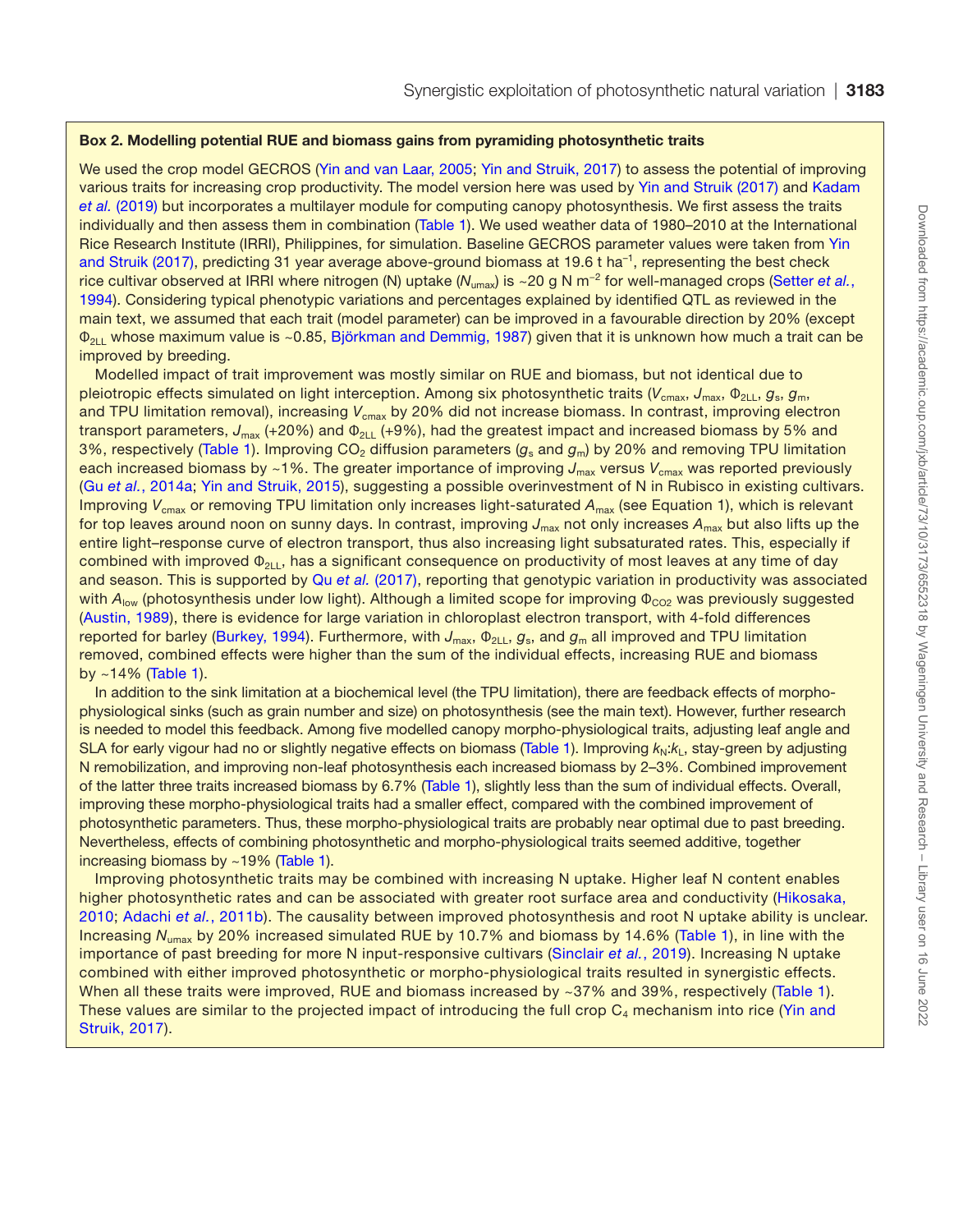### Box 2. Modelling potential RUE and biomass gains from pyramiding photosynthetic traits

We used the crop model GECROS (Yin and van Laar, 2005; Yin and Struik, 2017) to assess the potential of improving various traits for increasing crop productivity. The model version here was used by Yin and Struik (2017) and Kadam *et al.* (2019) but incorporates a multilayer module for computing canopy photosynthesis. We first assess the traits individually and then assess them in combination (Table 1). We used weather data of 1980–2010 at the International Rice Research Institute (IRRI), Philippines, for simulation. Baseline GECROS parameter values were taken from Yin and Struik (2017), predicting 31 year average above-ground biomass at 19.6 t $ha^{-1}$, representing the best check rice cultivar observed at IRRI where nitrogen (N) uptake ($N_{umax}$) is ~20 g N $m^{-2}$ for well-managed crops (Setter *et al.*, 1994). Considering typical phenotypic variations and percentages explained by identified QTL as reviewed in the main text, we assumed that each trait (model parameter) can be improved in a favourable direction by 20% (except $\Phi_{2LL}$ whose maximum value is ~0.85, Björkman and Demmig, 1987) given that it is unknown how much a trait can be improved by breeding.

Modelled impact of trait improvement was mostly similar on RUE and biomass, but not identical due to pleiotropic effects simulated on light interception. Among six photosynthetic traits ($V_{cmax}$, $J_{max}$, $\Phi_{2LL}$, $g_s$, $g_m$, and TPU limitation removal), increasing $V_{cmax}$ by 20% did not increase biomass. In contrast, improving electron transport parameters, $J_{max}$ (+20%) and $\Phi_{2LL}$ (+9%), had the greatest impact and increased biomass by 5% and 3%, respectively (Table 1). Improving $CO_2$ diffusion parameters ($g_s$ and $g_m$) by 20% and removing TPU limitation each increased biomass by ~1%. The greater importance of improving $J_{max}$ versus $V_{cmax}$ was reported previously (Gu *et al.*, 2014a; Yin and Struik, 2015), suggesting a possible overinvestment of N in Rubisco in existing cultivars. Improving $V_{cmax}$ or removing TPU limitation only increases light-saturated $A_{max}$ (see Equation 1), which is relevant for top leaves around noon on sunny days. In contrast, improving $J_{max}$ not only increases $A_{max}$ but also lifts up the entire light–response curve of electron transport, thus also increasing light subsaturated rates. This, especially if combined with improved $\Phi_{2LL}$, has a significant consequence on productivity of most leaves at any time of day and season. This is supported by Qu *et al.* (2017), reporting that genotypic variation in productivity was associated with $A_{low}$ (photosynthesis under low light). Although a limited scope for improving $\Phi_{CO2}$ was previously suggested (Austin, 1989), there is evidence for large variation in chloroplast electron transport, with 4-fold differences reported for barley (Burkey, 1994). Furthermore, with $J_{max}$, $\Phi_{2LL}$, $g_s$, and $g_m$ all improved and TPU limitation removed, combined effects were higher than the sum of the individual effects, increasing RUE and biomass by ~14% (Table 1).

In addition to the sink limitation at a biochemical level (the TPU limitation), there are feedback effects of morpho-physiological sinks (such as grain number and size) on photosynthesis (see the main text). However, further research is needed to model this feedback. Among five modelled canopy morpho-physiological traits, adjusting leaf angle and SLA for early vigour had no or slightly negative effects on biomass (Table 1). Improving $k_N$:$k_L$, stay-green by adjusting N remobilization, and improving non-leaf photosynthesis each increased biomass by 2–3%. Combined improvement of the latter three traits increased biomass by 6.7% (Table 1), slightly less than the sum of individual effects. Overall, improving these morpho-physiological traits had a smaller effect, compared with the combined improvement of photosynthetic parameters. Thus, these morpho-physiological traits are probably near optimal due to past breeding. Nevertheless, effects of combining photosynthetic and morpho-physiological traits seemed additive, together increasing biomass by ~19% (Table 1).

Improving photosynthetic traits may be combined with increasing N uptake. Higher leaf N content enables higher photosynthetic rates and can be associated with greater root surface area and conductivity (Hikosaka, 2010; Adachi *et al.*, 2011b). The causality between improved photosynthesis and root N uptake ability is unclear. Increasing $N_{umax}$ by 20% increased simulated RUE by 10.7% and biomass by 14.6% (Table 1), in line with the importance of past breeding for more N input-responsive cultivars (Sinclair *et al.*, 2019). Increasing N uptake combined with either improved photosynthetic or morpho-physiological traits resulted in synergistic effects. When all these traits were improved, RUE and biomass increased by ~37% and 39%, respectively (Table 1). These values are similar to the projected impact of introducing the full crop $C_4$ mechanism into rice (Yin and Struik, 2017).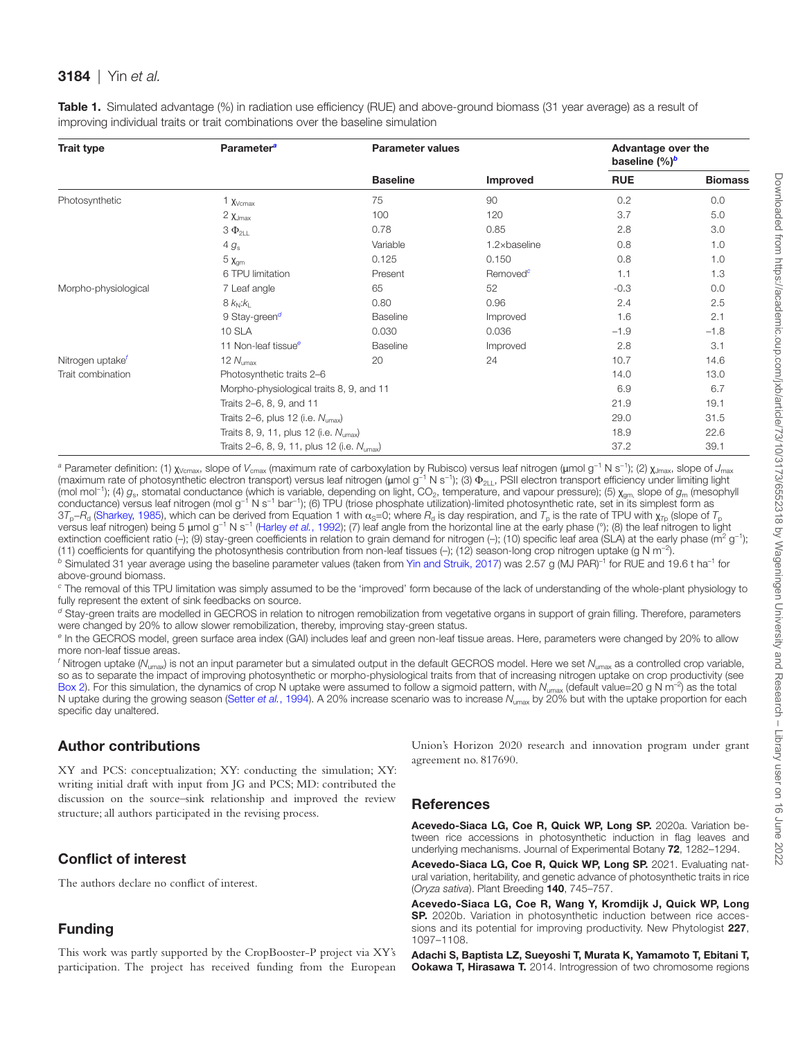**Table 1.** Simulated advantage (%) in radiation use efficiency (RUE) and above-ground biomass (31 year average) as a result of improving individual traits or trait combinations over the baseline simulation

| Trait type | Parameter[a] | Parameter values | | Advantage over the baseline (%)[b] | |
|---|---|---|---|---|---|
| | | Baseline | Improved | RUE | Biomass |
| Photosynthetic | 1 $\chi_{Vcmax}$ | 75 | 90 | 0.2 | 0.0 |
| | 2 $\chi_{Jmax}$ | 100 | 120 | 3.7 | 5.0 |
| | 3 $\Phi_{2LL}$ | 0.78 | 0.85 | 2.8 | 3.0 |
| | 4 $g_s$ | Variable | 1.2×baseline | 0.8 | 1.0 |
| | 5 $\chi_{gm}$ | 0.125 | 0.150 | 0.8 | 1.0 |
| | 6 TPU limitation | Present | Removed[c] | 1.1 | 1.3 |
| Morpho-physiological | 7 Leaf angle | 65 | 52 | -0.3 | 0.0 |
| | 8 $k_N$:$k_L$ | 0.80 | 0.96 | 2.4 | 2.5 |
| | 9 Stay-green[d] | Baseline | Improved | 1.6 | 2.1 |
| | 10 SLA | 0.030 | 0.036 | −1.9 | −1.8 |
| | 11 Non-leaf tissue[e] | Baseline | Improved | 2.8 | 3.1 |
| Nitrogen uptake[f] | 12 $N_{umax}$ | 20 | 24 | 10.7 | 14.6 |
| Trait combination | Photosynthetic traits 2–6 | | | 14.0 | 13.0 |
| | Morpho-physiological traits 8, 9, and 11 | | | 6.9 | 6.7 |
| | Traits 2–6, 8, 9, and 11 | | | 21.9 | 19.1 |
| | Traits 2–6, plus 12 (i.e. $N_{umax}$) | | | 29.0 | 31.5 |
| | Traits 8, 9, 11, plus 12 (i.e. $N_{umax}$) | | | 18.9 | 22.6 |
| | Traits 2–6, 8, 9, 11, plus 12 (i.e. $N_{umax}$) | | | 37.2 | 39.1 |

[a] Parameter definition: (1) $\chi_{Vcmax}$, slope of $V_{cmax}$ (maximum rate of carboxylation by Rubisco) versus leaf nitrogen (μmol g$^{-1}$ N s$^{-1}$); (2) $\chi_{Jmax}$, slope of $J_{max}$ (maximum rate of photosynthetic electron transport) versus leaf nitrogen (μmol g$^{-1}$ N s$^{-1}$); (3) $\Phi_{2LL}$, PSII electron transport efficiency under limiting light (mol mol$^{-1}$); (4) $g_s$, stomatal conductance (which is variable, depending on light, $CO_2$, temperature, and vapour pressure); (5) $\chi_{gm}$, slope of $g_m$ (mesophyll conductance) versus leaf nitrogen (mol g$^{-1}$ N s$^{-1}$ bar$^{-1}$); (6) TPU (triose phosphate utilization)-limited photosynthetic rate, set in its simplest form as $3T_p$–$R_d$ (Sharkey, 1985), which can be derived from Equation 1 with $\alpha_S$=0; where $R_d$ is day respiration, and $T_p$ is the rate of TPU with $\chi_{Tp}$ (slope of $T_p$ versus leaf nitrogen) being 5 μmol g$^{-1}$ N s$^{-1}$ (Harley *et al.*, 1992); (7) leaf angle from the horizontal line at the early phase (°); (8) the leaf nitrogen to light extinction coefficient ratio (–); (9) stay-green coefficients in relation to grain demand for nitrogen (–); (10) specific leaf area (SLA) at the early phase (m$^2$ g$^{-1}$); (11) coefficients for quantifying the photosynthesis contribution from non-leaf tissues (–); (12) season-long crop nitrogen uptake (g N m$^{-2}$).

[b] Simulated 31 year average using the baseline parameter values (taken from Yin and Struik, 2017) was 2.57 g (MJ PAR)$^{-1}$ for RUE and 19.6 t ha$^{-1}$ for above-ground biomass.

[c] The removal of this TPU limitation was simply assumed to be the 'improved' form because of the lack of understanding of the whole-plant physiology to fully represent the extent of sink feedbacks on source.

[d] Stay-green traits are modelled in GECROS in relation to nitrogen remobilization from vegetative organs in support of grain filling. Therefore, parameters were changed by 20% to allow slower remobilization, thereby, improving stay-green status.

[e] In the GECROS model, green surface area index (GAI) includes leaf and green non-leaf tissue areas. Here, parameters were changed by 20% to allow more non-leaf tissue areas.

[f] Nitrogen uptake ($N_{umax}$) is not an input parameter but a simulated output in the default GECROS model. Here we set $N_{umax}$ as a controlled crop variable, so as to separate the impact of improving photosynthetic or morpho-physiological traits from that of increasing nitrogen uptake on crop productivity (see Box 2). For this simulation, the dynamics of crop N uptake were assumed to follow a sigmoid pattern, with $N_{umax}$ (default value=20 g N m$^{-2}$) as the total N uptake during the growing season (Setter *et al.*, 1994). A 20% increase scenario was to increase $N_{umax}$ by 20% but with the uptake proportion for each specific day unaltered.

## Author contributions

XY and PCS: conceptualization; XY: conducting the simulation; XY: writing initial draft with input from JG and PCS; MD: contributed the discussion on the source–sink relationship and improved the review structure; all authors participated in the revising process.

## Conflict of interest

The authors declare no conflict of interest.

## Funding

This work was partly supported by the CropBooster-P project via XY's participation. The project has received funding from the European Union's Horizon 2020 research and innovation program under grant agreement no. 817690.

## References

**Acevedo-Siaca LG, Coe R, Quick WP, Long SP.** 2020a. Variation between rice accessions in photosynthetic induction in flag leaves and underlying mechanisms. Journal of Experimental Botany **72**, 1282–1294.

**Acevedo-Siaca LG, Coe R, Quick WP, Long SP.** 2021. Evaluating natural variation, heritability, and genetic advance of photosynthetic traits in rice (*Oryza sativa*). Plant Breeding **140**, 745–757.

**Acevedo-Siaca LG, Coe R, Wang Y, Kromdijk J, Quick WP, Long SP.** 2020b. Variation in photosynthetic induction between rice accessions and its potential for improving productivity. New Phytologist **227**, 1097–1108.

**Adachi S, Baptista LZ, Sueyoshi T, Murata K, Yamamoto T, Ebitani T, Ookawa T, Hirasawa T.** 2014. Introgression of two chromosome regions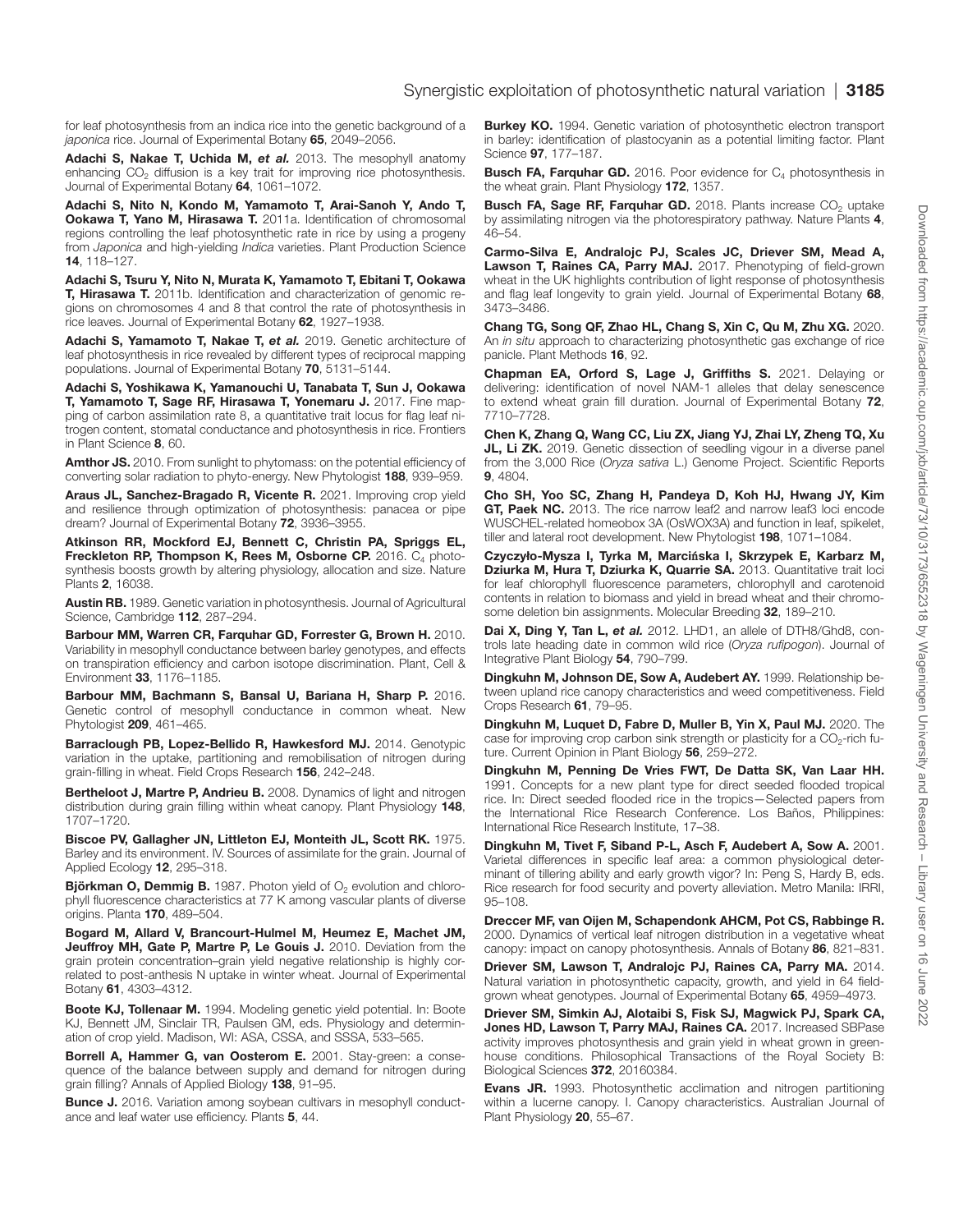for leaf photosynthesis from an indica rice into the genetic background of a *japonica* rice. Journal of Experimental Botany **65**, 2049–2056.

**Adachi S, Nakae T, Uchida M, *et al.*** 2013. The mesophyll anatomy enhancing $CO_2$ diffusion is a key trait for improving rice photosynthesis. Journal of Experimental Botany **64**, 1061–1072.

**Adachi S, Nito N, Kondo M, Yamamoto T, Arai-Sanoh Y, Ando T, Ookawa T, Yano M, Hirasawa T.** 2011a. Identification of chromosomal regions controlling the leaf photosynthetic rate in rice by using a progeny from *Japonica* and high-yielding *Indica* varieties. Plant Production Science **14**, 118–127.

**Adachi S, Tsuru Y, Nito N, Murata K, Yamamoto T, Ebitani T, Ookawa T, Hirasawa T.** 2011b. Identification and characterization of genomic regions on chromosomes 4 and 8 that control the rate of photosynthesis in rice leaves. Journal of Experimental Botany **62**, 1927–1938.

**Adachi S, Yamamoto T, Nakae T, *et al.*** 2019. Genetic architecture of leaf photosynthesis in rice revealed by different types of reciprocal mapping populations. Journal of Experimental Botany **70**, 5131–5144.

**Adachi S, Yoshikawa K, Yamanouchi U, Tanabata T, Sun J, Ookawa T, Yamamoto T, Sage RF, Hirasawa T, Yonemaru J.** 2017. Fine mapping of carbon assimilation rate 8, a quantitative trait locus for flag leaf nitrogen content, stomatal conductance and photosynthesis in rice. Frontiers in Plant Science **8**, 60.

**Amthor JS.** 2010. From sunlight to phytomass: on the potential efficiency of converting solar radiation to phyto-energy. New Phytologist **188**, 939–959.

**Araus JL, Sanchez-Bragado R, Vicente R.** 2021. Improving crop yield and resilience through optimization of photosynthesis: panacea or pipe dream? Journal of Experimental Botany **72**, 3936–3955.

**Atkinson RR, Mockford EJ, Bennett C, Christin PA, Spriggs EL, Freckleton RP, Thompson K, Rees M, Osborne CP.** 2016. $C_4$ photosynthesis boosts growth by altering physiology, allocation and size. Nature Plants **2**, 16038.

**Austin RB.** 1989. Genetic variation in photosynthesis. Journal of Agricultural Science, Cambridge **112**, 287–294.

**Barbour MM, Warren CR, Farquhar GD, Forrester G, Brown H.** 2010. Variability in mesophyll conductance between barley genotypes, and effects on transpiration efficiency and carbon isotope discrimination. Plant, Cell & Environment **33**, 1176–1185.

**Barbour MM, Bachmann S, Bansal U, Bariana H, Sharp P.** 2016. Genetic control of mesophyll conductance in common wheat. New Phytologist **209**, 461–465.

**Barraclough PB, Lopez-Bellido R, Hawkesford MJ.** 2014. Genotypic variation in the uptake, partitioning and remobilisation of nitrogen during grain-filling in wheat. Field Crops Research **156**, 242–248.

**Bertheloot J, Martre P, Andrieu B.** 2008. Dynamics of light and nitrogen distribution during grain filling within wheat canopy. Plant Physiology **148**, 1707–1720.

**Biscoe PV, Gallagher JN, Littleton EJ, Monteith JL, Scott RK.** 1975. Barley and its environment. IV. Sources of assimilate for the grain. Journal of Applied Ecology **12**, 295–318.

**Björkman O, Demmig B.** 1987. Photon yield of $O_2$ evolution and chlorophyll fluorescence characteristics at 77 K among vascular plants of diverse origins. Planta **170**, 489–504.

**Bogard M, Allard V, Brancourt-Hulmel M, Heumez E, Machet JM, Jeuffroy MH, Gate P, Martre P, Le Gouis J.** 2010. Deviation from the grain protein concentration–grain yield negative relationship is highly correlated to post-anthesis N uptake in winter wheat. Journal of Experimental Botany **61**, 4303–4312.

**Boote KJ, Tollenaar M.** 1994. Modeling genetic yield potential. In: Boote KJ, Bennett JM, Sinclair TR, Paulsen GM, eds. Physiology and determination of crop yield. Madison, WI: ASA, CSSA, and SSSA, 533–565.

**Borrell A, Hammer G, van Oosterom E.** 2001. Stay-green: a consequence of the balance between supply and demand for nitrogen during grain filling? Annals of Applied Biology **138**, 91–95.

**Bunce J.** 2016. Variation among soybean cultivars in mesophyll conductance and leaf water use efficiency. Plants **5**, 44.

**Burkey KO.** 1994. Genetic variation of photosynthetic electron transport in barley: identification of plastocyanin as a potential limiting factor. Plant Science **97**, 177–187.

**Busch FA, Farquhar GD.** 2016. Poor evidence for $C_4$ photosynthesis in the wheat grain. Plant Physiology **172**, 1357.

**Busch FA, Sage RF, Farquhar GD.** 2018. Plants increase $CO_2$ uptake by assimilating nitrogen via the photorespiratory pathway. Nature Plants **4**, 46–54.

**Carmo-Silva E, Andralojc PJ, Scales JC, Driever SM, Mead A, Lawson T, Raines CA, Parry MAJ.** 2017. Phenotyping of field-grown wheat in the UK highlights contribution of light response of photosynthesis and flag leaf longevity to grain yield. Journal of Experimental Botany **68**, 3473–3486.

**Chang TG, Song QF, Zhao HL, Chang S, Xin C, Qu M, Zhu XG.** 2020. An *in situ* approach to characterizing photosynthetic gas exchange of rice panicle. Plant Methods **16**, 92.

**Chapman EA, Orford S, Lage J, Griffiths S.** 2021. Delaying or delivering: identification of novel NAM-1 alleles that delay senescence to extend wheat grain fill duration. Journal of Experimental Botany **72**, 7710–7728.

**Chen K, Zhang Q, Wang CC, Liu ZX, Jiang YJ, Zhai LY, Zheng TQ, Xu JL, Li ZK.** 2019. Genetic dissection of seedling vigour in a diverse panel from the 3,000 Rice (*Oryza sativa* L.) Genome Project. Scientific Reports **9**, 4804.

**Cho SH, Yoo SC, Zhang H, Pandeya D, Koh HJ, Hwang JY, Kim GT, Paek NC.** 2013. The rice narrow leaf2 and narrow leaf3 loci encode WUSCHEL-related homeobox 3A (OsWOX3A) and function in leaf, spikelet, tiller and lateral root development. New Phytologist **198**, 1071–1084.

**Czyczyło-Mysza I, Tyrka M, Marcińska I, Skrzypek E, Karbarz M, Dziurka M, Hura T, Dziurka K, Quarrie SA.** 2013. Quantitative trait loci for leaf chlorophyll fluorescence parameters, chlorophyll and carotenoid contents in relation to biomass and yield in bread wheat and their chromosome deletion bin assignments. Molecular Breeding **32**, 189–210.

**Dai X, Ding Y, Tan L, *et al.*** 2012. LHD1, an allele of DTH8/Ghd8, controls late heading date in common wild rice (*Oryza rufipogon*). Journal of Integrative Plant Biology **54**, 790–799.

**Dingkuhn M, Johnson DE, Sow A, Audebert AY.** 1999. Relationship between upland rice canopy characteristics and weed competitiveness. Field Crops Research **61**, 79–95.

**Dingkuhn M, Luquet D, Fabre D, Muller B, Yin X, Paul MJ.** 2020. The case for improving crop carbon sink strength or plasticity for a $CO_2$-rich future. Current Opinion in Plant Biology **56**, 259–272.

**Dingkuhn M, Penning De Vries FWT, De Datta SK, Van Laar HH.** 1991. Concepts for a new plant type for direct seeded flooded tropical rice. In: Direct seeded flooded rice in the tropics—Selected papers from the International Rice Research Conference. Los Baños, Philippines: International Rice Research Institute, 17–38.

**Dingkuhn M, Tivet F, Siband P-L, Asch F, Audebert A, Sow A.** 2001. Varietal differences in specific leaf area: a common physiological determinant of tillering ability and early growth vigor? In: Peng S, Hardy B, eds. Rice research for food security and poverty alleviation. Metro Manila: IRRI, 95–108.

**Dreccer MF, van Oijen M, Schapendonk AHCM, Pot CS, Rabbinge R.** 2000. Dynamics of vertical leaf nitrogen distribution in a vegetative wheat canopy: impact on canopy photosynthesis. Annals of Botany **86**, 821–831.

**Driever SM, Lawson T, Andralojc PJ, Raines CA, Parry MA.** 2014. Natural variation in photosynthetic capacity, growth, and yield in 64 field-grown wheat genotypes. Journal of Experimental Botany **65**, 4959–4973.

**Driever SM, Simkin AJ, Alotaibi S, Fisk SJ, Magwick PJ, Spark CA, Jones HD, Lawson T, Parry MAJ, Raines CA.** 2017. Increased SBPase activity improves photosynthesis and grain yield in wheat grown in greenhouse conditions. Philosophical Transactions of the Royal Society B: Biological Sciences **372**, 20160384.

**Evans JR.** 1993. Photosynthetic acclimation and nitrogen partitioning within a lucerne canopy. I. Canopy characteristics. Australian Journal of Plant Physiology **20**, 55–67.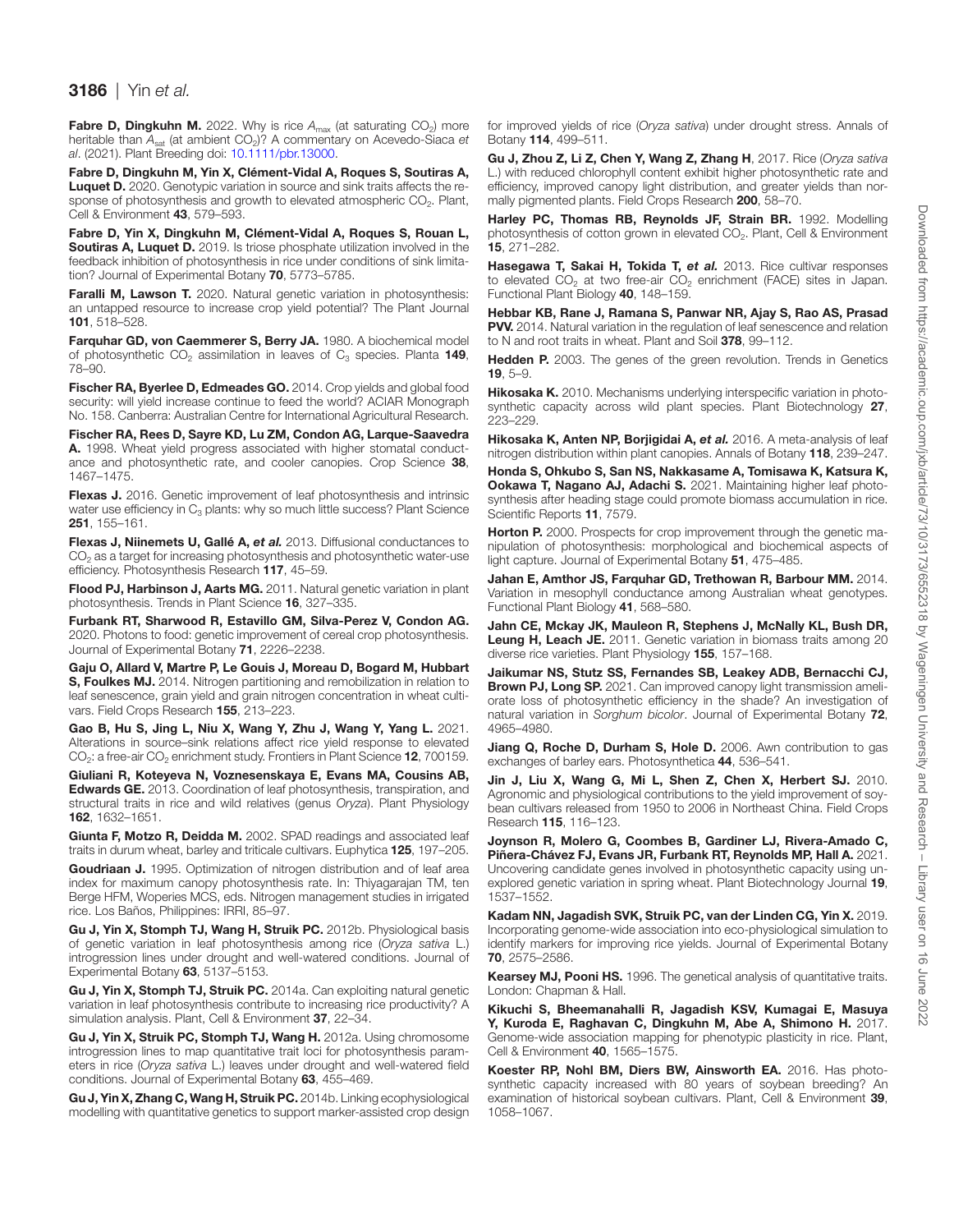**Fabre D, Dingkuhn M.** 2022. Why is rice $A_{max}$ (at saturating $CO_2$) more heritable than $A_{sat}$ (at ambient $CO_2$)? A commentary on Acevedo-Siaca *et al*. (2021). Plant Breeding doi: 10.1111/pbr.13000.

**Fabre D, Dingkuhn M, Yin X, Clément-Vidal A, Roques S, Soutiras A, Luquet D.** 2020. Genotypic variation in source and sink traits affects the response of photosynthesis and growth to elevated atmospheric $CO_2$. Plant, Cell & Environment **43**, 579–593.

**Fabre D, Yin X, Dingkuhn M, Clément-Vidal A, Roques S, Rouan L, Soutiras A, Luquet D.** 2019. Is triose phosphate utilization involved in the feedback inhibition of photosynthesis in rice under conditions of sink limitation? Journal of Experimental Botany **70**, 5773–5785.

**Faralli M, Lawson T.** 2020. Natural genetic variation in photosynthesis: an untapped resource to increase crop yield potential? The Plant Journal **101**, 518–528.

**Farquhar GD, von Caemmerer S, Berry JA.** 1980. A biochemical model of photosynthetic $CO_2$ assimilation in leaves of $C_3$ species. Planta **149**, 78–90.

**Fischer RA, Byerlee D, Edmeades GO.** 2014. Crop yields and global food security: will yield increase continue to feed the world? ACIAR Monograph No. 158. Canberra: Australian Centre for International Agricultural Research.

**Fischer RA, Rees D, Sayre KD, Lu ZM, Condon AG, Larque-Saavedra A.** 1998. Wheat yield progress associated with higher stomatal conductance and photosynthetic rate, and cooler canopies. Crop Science **38**, 1467–1475.

**Flexas J.** 2016. Genetic improvement of leaf photosynthesis and intrinsic water use efficiency in $C_3$ plants: why so much little success? Plant Science **251**, 155–161.

**Flexas J, Niinemets U, Gallé A, *et al.*** 2013. Diffusional conductances to $CO_2$ as a target for increasing photosynthesis and photosynthetic water-use efficiency. Photosynthesis Research **117**, 45–59.

**Flood PJ, Harbinson J, Aarts MG.** 2011. Natural genetic variation in plant photosynthesis. Trends in Plant Science **16**, 327–335.

**Furbank RT, Sharwood R, Estavillo GM, Silva-Perez V, Condon AG.** 2020. Photons to food: genetic improvement of cereal crop photosynthesis. Journal of Experimental Botany **71**, 2226–2238.

**Gaju O, Allard V, Martre P, Le Gouis J, Moreau D, Bogard M, Hubbart S, Foulkes MJ.** 2014. Nitrogen partitioning and remobilization in relation to leaf senescence, grain yield and grain nitrogen concentration in wheat cultivars. Field Crops Research **155**, 213–223.

**Gao B, Hu S, Jing L, Niu X, Wang Y, Zhu J, Wang Y, Yang L.** 2021. Alterations in source–sink relations affect rice yield response to elevated $CO_2$: a free-air $CO_2$ enrichment study. Frontiers in Plant Science **12**, 700159.

**Giuliani R, Koteyeva N, Voznesenskaya E, Evans MA, Cousins AB, Edwards GE.** 2013. Coordination of leaf photosynthesis, transpiration, and structural traits in rice and wild relatives (genus *Oryza*). Plant Physiology **162**, 1632–1651.

**Giunta F, Motzo R, Deidda M.** 2002. SPAD readings and associated leaf traits in durum wheat, barley and triticale cultivars. Euphytica **125**, 197–205.

**Goudriaan J.** 1995. Optimization of nitrogen distribution and of leaf area index for maximum canopy photosynthesis rate. In: Thiyagarajan TM, ten Berge HFM, Woperies MCS, eds. Nitrogen management studies in irrigated rice. Los Baños, Philippines: IRRI, 85–97.

**Gu J, Yin X, Stomph TJ, Wang H, Struik PC.** 2012b. Physiological basis of genetic variation in leaf photosynthesis among rice (*Oryza sativa* L.) introgression lines under drought and well-watered conditions. Journal of Experimental Botany **63**, 5137–5153.

**Gu J, Yin X, Stomph TJ, Struik PC.** 2014a. Can exploiting natural genetic variation in leaf photosynthesis contribute to increasing rice productivity? A simulation analysis. Plant, Cell & Environment **37**, 22–34.

**Gu J, Yin X, Struik PC, Stomph TJ, Wang H.** 2012a. Using chromosome introgression lines to map quantitative trait loci for photosynthesis parameters in rice (*Oryza sativa* L.) leaves under drought and well-watered field conditions. Journal of Experimental Botany **63**, 455–469.

**Gu J, Yin X, Zhang C, Wang H, Struik PC.** 2014b. Linking ecophysiological modelling with quantitative genetics to support marker-assisted crop design for improved yields of rice (*Oryza sativa*) under drought stress. Annals of Botany **114**, 499–511.

**Gu J, Zhou Z, Li Z, Chen Y, Wang Z, Zhang H**, 2017. Rice (*Oryza sativa* L.) with reduced chlorophyll content exhibit higher photosynthetic rate and efficiency, improved canopy light distribution, and greater yields than normally pigmented plants. Field Crops Research **200**, 58–70.

**Harley PC, Thomas RB, Reynolds JF, Strain BR.** 1992. Modelling photosynthesis of cotton grown in elevated $CO_2$. Plant, Cell & Environment **15**, 271–282.

**Hasegawa T, Sakai H, Tokida T, *et al.*** 2013. Rice cultivar responses to elevated $CO_2$ at two free-air $CO_2$ enrichment (FACE) sites in Japan. Functional Plant Biology **40**, 148–159.

**Hebbar KB, Rane J, Ramana S, Panwar NR, Ajay S, Rao AS, Prasad PVV.** 2014. Natural variation in the regulation of leaf senescence and relation to N and root traits in wheat. Plant and Soil **378**, 99–112.

**Hedden P.** 2003. The genes of the green revolution. Trends in Genetics **19**, 5–9.

**Hikosaka K.** 2010. Mechanisms underlying interspecific variation in photosynthetic capacity across wild plant species. Plant Biotechnology **27**, 223–229.

**Hikosaka K, Anten NP, Borjigidai A, *et al.*** 2016. A meta-analysis of leaf nitrogen distribution within plant canopies. Annals of Botany **118**, 239–247.

**Honda S, Ohkubo S, San NS, Nakkasame A, Tomisawa K, Katsura K, Ookawa T, Nagano AJ, Adachi S.** 2021. Maintaining higher leaf photosynthesis after heading stage could promote biomass accumulation in rice. Scientific Reports **11**, 7579.

**Horton P.** 2000. Prospects for crop improvement through the genetic manipulation of photosynthesis: morphological and biochemical aspects of light capture. Journal of Experimental Botany **51**, 475–485.

**Jahan E, Amthor JS, Farquhar GD, Trethowan R, Barbour MM.** 2014. Variation in mesophyll conductance among Australian wheat genotypes. Functional Plant Biology **41**, 568–580.

**Jahn CE, Mckay JK, Mauleon R, Stephens J, McNally KL, Bush DR, Leung H, Leach JE.** 2011. Genetic variation in biomass traits among 20 diverse rice varieties. Plant Physiology **155**, 157–168.

**Jaikumar NS, Stutz SS, Fernandes SB, Leakey ADB, Bernacchi CJ, Brown PJ, Long SP.** 2021. Can improved canopy light transmission ameliorate loss of photosynthetic efficiency in the shade? An investigation of natural variation in *Sorghum bicolor*. Journal of Experimental Botany **72**, 4965–4980.

**Jiang Q, Roche D, Durham S, Hole D.** 2006. Awn contribution to gas exchanges of barley ears. Photosynthetica **44**, 536–541.

**Jin J, Liu X, Wang G, Mi L, Shen Z, Chen X, Herbert SJ.** 2010. Agronomic and physiological contributions to the yield improvement of soybean cultivars released from 1950 to 2006 in Northeast China. Field Crops Research **115**, 116–123.

**Joynson R, Molero G, Coombes B, Gardiner LJ, Rivera-Amado C, Piñera-Chávez FJ, Evans JR, Furbank RT, Reynolds MP, Hall A.** 2021. Uncovering candidate genes involved in photosynthetic capacity using unexplored genetic variation in spring wheat. Plant Biotechnology Journal **19**, 1537–1552.

**Kadam NN, Jagadish SVK, Struik PC, van der Linden CG, Yin X.** 2019. Incorporating genome-wide association into eco-physiological simulation to identify markers for improving rice yields. Journal of Experimental Botany **70**, 2575–2586.

**Kearsey MJ, Pooni HS.** 1996. The genetical analysis of quantitative traits. London: Chapman & Hall.

**Kikuchi S, Bheemanahalli R, Jagadish KSV, Kumagai E, Masuya Y, Kuroda E, Raghavan C, Dingkuhn M, Abe A, Shimono H.** 2017. Genome-wide association mapping for phenotypic plasticity in rice. Plant, Cell & Environment **40**, 1565–1575.

**Koester RP, Nohl BM, Diers BW, Ainsworth EA.** 2016. Has photosynthetic capacity increased with 80 years of soybean breeding? An examination of historical soybean cultivars. Plant, Cell & Environment **39**, 1058–1067.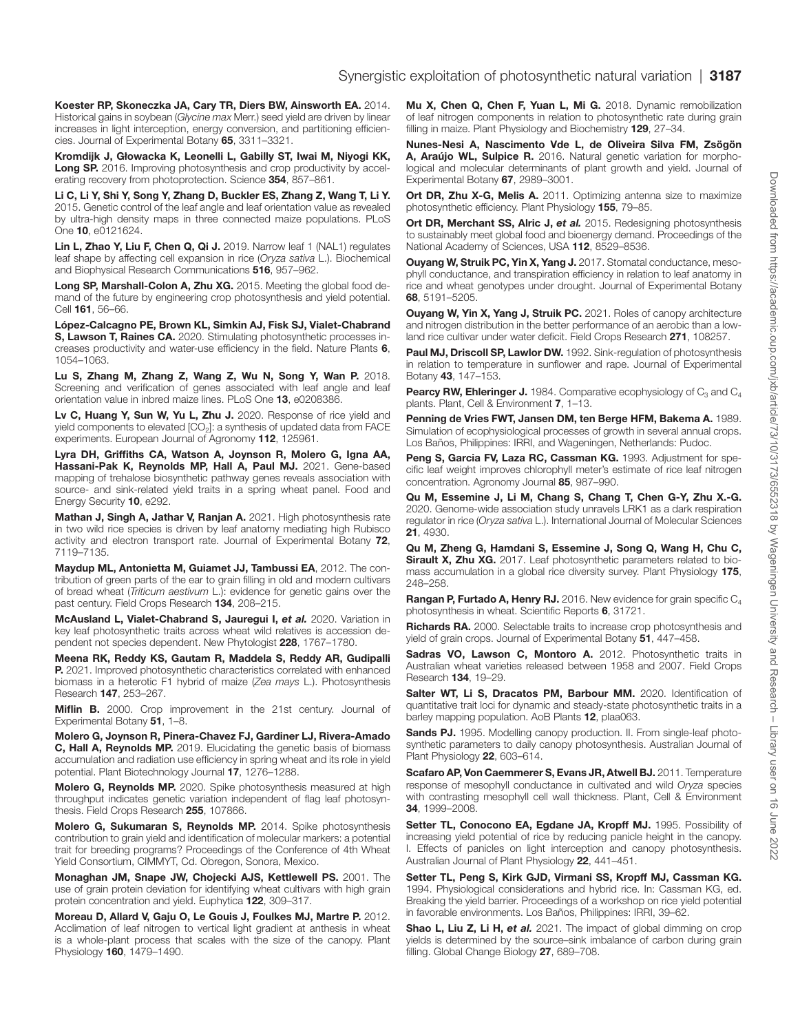**Koester RP, Skoneczka JA, Cary TR, Diers BW, Ainsworth EA.** 2014. Historical gains in soybean (*Glycine max* Merr.) seed yield are driven by linear increases in light interception, energy conversion, and partitioning efficiencies. Journal of Experimental Botany **65**, 3311–3321.

**Kromdijk J, Głowacka K, Leonelli L, Gabilly ST, Iwai M, Niyogi KK, Long SP.** 2016. Improving photosynthesis and crop productivity by accelerating recovery from photoprotection. Science **354**, 857–861.

**Li C, Li Y, Shi Y, Song Y, Zhang D, Buckler ES, Zhang Z, Wang T, Li Y.** 2015. Genetic control of the leaf angle and leaf orientation value as revealed by ultra-high density maps in three connected maize populations. PLoS One **10**, e0121624.

**Lin L, Zhao Y, Liu F, Chen Q, Qi J.** 2019. Narrow leaf 1 (NAL1) regulates leaf shape by affecting cell expansion in rice (*Oryza sativa* L.). Biochemical and Biophysical Research Communications **516**, 957–962.

**Long SP, Marshall-Colon A, Zhu XG.** 2015. Meeting the global food demand of the future by engineering crop photosynthesis and yield potential. Cell **161**, 56–66.

**López-Calcagno PE, Brown KL, Simkin AJ, Fisk SJ, Vialet-Chabrand S, Lawson T, Raines CA.** 2020. Stimulating photosynthetic processes increases productivity and water-use efficiency in the field. Nature Plants **6**, 1054–1063.

**Lu S, Zhang M, Zhang Z, Wang Z, Wu N, Song Y, Wan P.** 2018. Screening and verification of genes associated with leaf angle and leaf orientation value in inbred maize lines. PLoS One **13**, e0208386.

**Lv C, Huang Y, Sun W, Yu L, Zhu J.** 2020. Response of rice yield and yield components to elevated [$CO_2$]: a synthesis of updated data from FACE experiments. European Journal of Agronomy **112**, 125961.

**Lyra DH, Griffiths CA, Watson A, Joynson R, Molero G, Igna AA, Hassani-Pak K, Reynolds MP, Hall A, Paul MJ.** 2021. Gene-based mapping of trehalose biosynthetic pathway genes reveals association with source- and sink-related yield traits in a spring wheat panel. Food and Energy Security **10**, e292.

**Mathan J, Singh A, Jathar V, Ranjan A.** 2021. High photosynthesis rate in two wild rice species is driven by leaf anatomy mediating high Rubisco activity and electron transport rate. Journal of Experimental Botany **72**, 7119–7135.

**Maydup ML, Antonietta M, Guiamet JJ, Tambussi EA**, 2012. The contribution of green parts of the ear to grain filling in old and modern cultivars of bread wheat (*Triticum aestivum* L.): evidence for genetic gains over the past century. Field Crops Research **134**, 208–215.

**McAusland L, Vialet-Chabrand S, Jauregui I, *et al.*** 2020. Variation in key leaf photosynthetic traits across wheat wild relatives is accession dependent not species dependent. New Phytologist **228**, 1767–1780.

**Meena RK, Reddy KS, Gautam R, Maddela S, Reddy AR, Gudipalli P.** 2021. Improved photosynthetic characteristics correlated with enhanced biomass in a heterotic F1 hybrid of maize (*Zea mays* L.). Photosynthesis Research **147**, 253–267.

**Miflin B.** 2000. Crop improvement in the 21st century. Journal of Experimental Botany **51**, 1–8.

**Molero G, Joynson R, Pinera-Chavez FJ, Gardiner LJ, Rivera-Amado C, Hall A, Reynolds MP.** 2019. Elucidating the genetic basis of biomass accumulation and radiation use efficiency in spring wheat and its role in yield potential. Plant Biotechnology Journal **17**, 1276–1288.

**Molero G, Reynolds MP.** 2020. Spike photosynthesis measured at high throughput indicates genetic variation independent of flag leaf photosynthesis. Field Crops Research **255**, 107866.

**Molero G, Sukumaran S, Reynolds MP.** 2014. Spike photosynthesis contribution to grain yield and identification of molecular markers: a potential trait for breeding programs? Proceedings of the Conference of 4th Wheat Yield Consortium, CIMMYT, Cd. Obregon, Sonora, Mexico.

**Monaghan JM, Snape JW, Chojecki AJS, Kettlewell PS.** 2001. The use of grain protein deviation for identifying wheat cultivars with high grain protein concentration and yield. Euphytica **122**, 309–317.

**Moreau D, Allard V, Gaju O, Le Gouis J, Foulkes MJ, Martre P.** 2012. Acclimation of leaf nitrogen to vertical light gradient at anthesis in wheat is a whole-plant process that scales with the size of the canopy. Plant Physiology **160**, 1479–1490.

**Mu X, Chen Q, Chen F, Yuan L, Mi G.** 2018. Dynamic remobilization of leaf nitrogen components in relation to photosynthetic rate during grain filling in maize. Plant Physiology and Biochemistry **129**, 27–34.

**Nunes-Nesi A, Nascimento Vde L, de Oliveira Silva FM, Zsögön A, Araújo WL, Sulpice R.** 2016. Natural genetic variation for morphological and molecular determinants of plant growth and yield. Journal of Experimental Botany **67**, 2989–3001.

**Ort DR, Zhu X-G, Melis A.** 2011. Optimizing antenna size to maximize photosynthetic efficiency. Plant Physiology **155**, 79–85.

**Ort DR, Merchant SS, Alric J, *et al.*** 2015. Redesigning photosynthesis to sustainably meet global food and bioenergy demand. Proceedings of the National Academy of Sciences, USA **112**, 8529–8536.

**Ouyang W, Struik PC, Yin X, Yang J.** 2017. Stomatal conductance, mesophyll conductance, and transpiration efficiency in relation to leaf anatomy in rice and wheat genotypes under drought. Journal of Experimental Botany **68**, 5191–5205.

**Ouyang W, Yin X, Yang J, Struik PC.** 2021. Roles of canopy architecture and nitrogen distribution in the better performance of an aerobic than a lowland rice cultivar under water deficit. Field Crops Research **271**, 108257.

**Paul MJ, Driscoll SP, Lawlor DW.** 1992. Sink-regulation of photosynthesis in relation to temperature in sunflower and rape. Journal of Experimental Botany **43**, 147–153.

**Pearcy RW, Ehleringer J.** 1984. Comparative ecophysiology of $C_3$ and $C_4$ plants. Plant, Cell & Environment **7**, 1–13.

**Penning de Vries FWT, Jansen DM, ten Berge HFM, Bakema A.** 1989. Simulation of ecophysiological processes of growth in several annual crops. Los Baños, Philippines: IRRI, and Wageningen, Netherlands: Pudoc.

**Peng S, Garcia FV, Laza RC, Cassman KG.** 1993. Adjustment for specific leaf weight improves chlorophyll meter's estimate of rice leaf nitrogen concentration. Agronomy Journal **85**, 987–990.

**Qu M, Essemine J, Li M, Chang S, Chang T, Chen G-Y, Zhu X.-G.** 2020. Genome-wide association study unravels LRK1 as a dark respiration regulator in rice (*Oryza sativa* L.). International Journal of Molecular Sciences **21**, 4930.

**Qu M, Zheng G, Hamdani S, Essemine J, Song Q, Wang H, Chu C, Sirault X, Zhu XG.** 2017. Leaf photosynthetic parameters related to biomass accumulation in a global rice diversity survey. Plant Physiology **175**, 248–258.

**Rangan P, Furtado A, Henry RJ.** 2016. New evidence for grain specific $C_4$ photosynthesis in wheat. Scientific Reports **6**, 31721.

**Richards RA.** 2000. Selectable traits to increase crop photosynthesis and yield of grain crops. Journal of Experimental Botany **51**, 447–458.

**Sadras VO, Lawson C, Montoro A.** 2012. Photosynthetic traits in Australian wheat varieties released between 1958 and 2007. Field Crops Research **134**, 19–29.

**Salter WT, Li S, Dracatos PM, Barbour MM.** 2020. Identification of quantitative trait loci for dynamic and steady-state photosynthetic traits in a barley mapping population. AoB Plants **12**, plaa063.

**Sands PJ.** 1995. Modelling canopy production. II. From single-leaf photosynthetic parameters to daily canopy photosynthesis. Australian Journal of Plant Physiology **22**, 603–614.

**Scafaro AP, Von Caemmerer S, Evans JR, Atwell BJ.** 2011. Temperature response of mesophyll conductance in cultivated and wild *Oryza* species with contrasting mesophyll cell wall thickness. Plant, Cell & Environment **34**, 1999–2008.

**Setter TL, Conocono EA, Egdane JA, Kropff MJ.** 1995. Possibility of increasing yield potential of rice by reducing panicle height in the canopy. I. Effects of panicles on light interception and canopy photosynthesis. Australian Journal of Plant Physiology **22**, 441–451.

**Setter TL, Peng S, Kirk GJD, Virmani SS, Kropff MJ, Cassman KG.** 1994. Physiological considerations and hybrid rice. In: Cassman KG, ed. Breaking the yield barrier. Proceedings of a workshop on rice yield potential in favorable environments. Los Baños, Philippines: IRRI, 39–62.

**Shao L, Liu Z, Li H, *et al.*** 2021. The impact of global dimming on crop yields is determined by the source–sink imbalance of carbon during grain filling. Global Change Biology **27**, 689–708.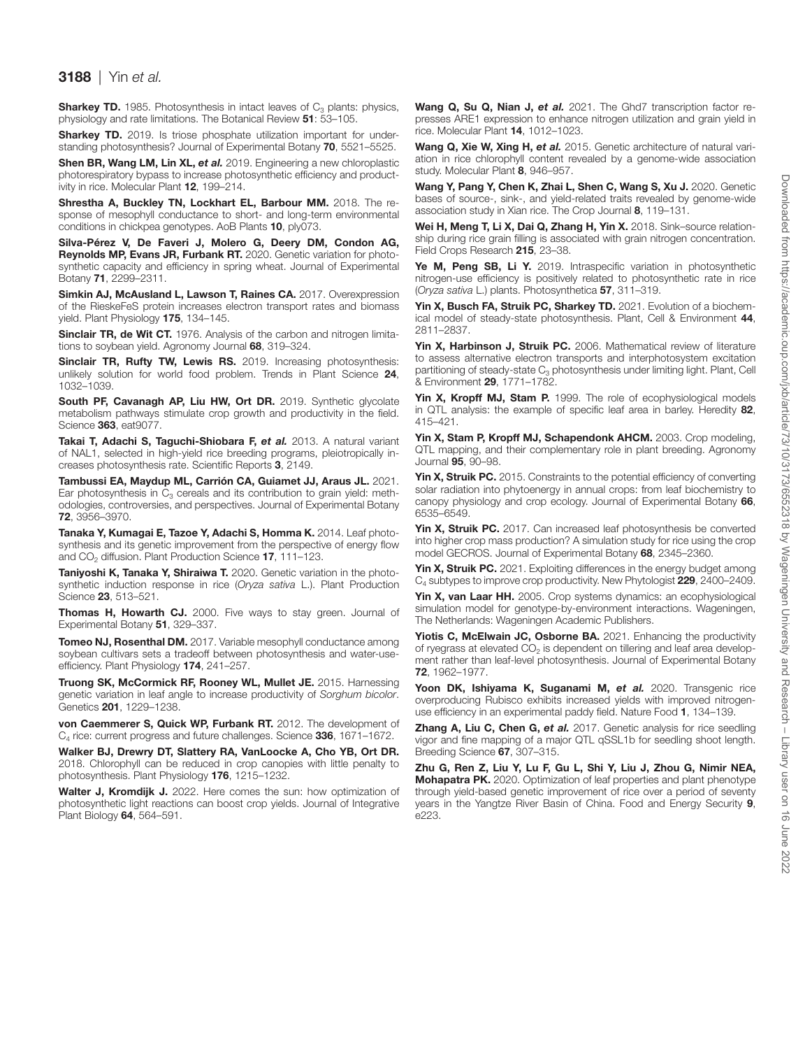**Sharkey TD.** 1985. Photosynthesis in intact leaves of $C_3$ plants: physics, physiology and rate limitations. The Botanical Review **51**: 53–105.

**Sharkey TD.** 2019. Is triose phosphate utilization important for understanding photosynthesis? Journal of Experimental Botany **70**, 5521–5525.

**Shen BR, Wang LM, Lin XL, *et al.*** 2019. Engineering a new chloroplastic photorespiratory bypass to increase photosynthetic efficiency and productivity in rice. Molecular Plant **12**, 199–214.

**Shrestha A, Buckley TN, Lockhart EL, Barbour MM.** 2018. The response of mesophyll conductance to short- and long-term environmental conditions in chickpea genotypes. AoB Plants **10**, ply073.

**Silva-Pérez V, De Faveri J, Molero G, Deery DM, Condon AG, Reynolds MP, Evans JR, Furbank RT.** 2020. Genetic variation for photosynthetic capacity and efficiency in spring wheat. Journal of Experimental Botany **71**, 2299–2311.

**Simkin AJ, McAusland L, Lawson T, Raines CA.** 2017. Overexpression of the RieskeFeS protein increases electron transport rates and biomass yield. Plant Physiology **175**, 134–145.

**Sinclair TR, de Wit CT.** 1976. Analysis of the carbon and nitrogen limitations to soybean yield. Agronomy Journal **68**, 319–324.

**Sinclair TR, Rufty TW, Lewis RS.** 2019. Increasing photosynthesis: unlikely solution for world food problem. Trends in Plant Science **24**, 1032–1039.

**South PF, Cavanagh AP, Liu HW, Ort DR.** 2019. Synthetic glycolate metabolism pathways stimulate crop growth and productivity in the field. Science **363**, eat9077.

**Takai T, Adachi S, Taguchi-Shiobara F, *et al.*** 2013. A natural variant of NAL1, selected in high-yield rice breeding programs, pleiotropically increases photosynthesis rate. Scientific Reports **3**, 2149.

**Tambussi EA, Maydup ML, Carrión CA, Guiamet JJ, Araus JL.** 2021. Ear photosynthesis in $C_3$ cereals and its contribution to grain yield: methodologies, controversies, and perspectives. Journal of Experimental Botany **72**, 3956–3970.

**Tanaka Y, Kumagai E, Tazoe Y, Adachi S, Homma K.** 2014. Leaf photosynthesis and its genetic improvement from the perspective of energy flow and $CO_2$ diffusion. Plant Production Science **17**, 111–123.

**Taniyoshi K, Tanaka Y, Shiraiwa T.** 2020. Genetic variation in the photosynthetic induction response in rice (*Oryza sativa* L.). Plant Production Science **23**, 513–521.

**Thomas H, Howarth CJ.** 2000. Five ways to stay green. Journal of Experimental Botany **51**, 329–337.

**Tomeo NJ, Rosenthal DM.** 2017. Variable mesophyll conductance among soybean cultivars sets a tradeoff between photosynthesis and water-use-efficiency. Plant Physiology **174**, 241–257.

**Truong SK, McCormick RF, Rooney WL, Mullet JE.** 2015. Harnessing genetic variation in leaf angle to increase productivity of *Sorghum bicolor*. Genetics **201**, 1229–1238.

**von Caemmerer S, Quick WP, Furbank RT.** 2012. The development of $C_4$ rice: current progress and future challenges. Science **336**, 1671–1672.

**Walker BJ, Drewry DT, Slattery RA, VanLoocke A, Cho YB, Ort DR.** 2018. Chlorophyll can be reduced in crop canopies with little penalty to photosynthesis. Plant Physiology **176**, 1215–1232.

**Walter J, Kromdijk J.** 2022. Here comes the sun: how optimization of photosynthetic light reactions can boost crop yields. Journal of Integrative Plant Biology **64**, 564–591.

**Wang Q, Su Q, Nian J, *et al.*** 2021. The Ghd7 transcription factor represses ARE1 expression to enhance nitrogen utilization and grain yield in rice. Molecular Plant **14**, 1012–1023.

**Wang Q, Xie W, Xing H, *et al.*** 2015. Genetic architecture of natural variation in rice chlorophyll content revealed by a genome-wide association study. Molecular Plant **8**, 946–957.

**Wang Y, Pang Y, Chen K, Zhai L, Shen C, Wang S, Xu J.** 2020. Genetic bases of source-, sink-, and yield-related traits revealed by genome-wide association study in Xian rice. The Crop Journal **8**, 119–131.

**Wei H, Meng T, Li X, Dai Q, Zhang H, Yin X.** 2018. Sink–source relationship during rice grain filling is associated with grain nitrogen concentration. Field Crops Research **215**, 23–38.

**Ye M, Peng SB, Li Y.** 2019. Intraspecific variation in photosynthetic nitrogen-use efficiency is positively related to photosynthetic rate in rice (*Oryza sativa* L.) plants. Photosynthetica **57**, 311–319.

**Yin X, Busch FA, Struik PC, Sharkey TD.** 2021. Evolution of a biochemical model of steady-state photosynthesis. Plant, Cell & Environment **44**, 2811–2837.

**Yin X, Harbinson J, Struik PC.** 2006. Mathematical review of literature to assess alternative electron transports and interphotosystem excitation partitioning of steady-state $C_3$ photosynthesis under limiting light. Plant, Cell & Environment **29**, 1771–1782.

**Yin X, Kropff MJ, Stam P.** 1999. The role of ecophysiological models in QTL analysis: the example of specific leaf area in barley. Heredity **82**, 415–421.

**Yin X, Stam P, Kropff MJ, Schapendonk AHCM.** 2003. Crop modeling, QTL mapping, and their complementary role in plant breeding. Agronomy Journal **95**, 90–98.

**Yin X, Struik PC.** 2015. Constraints to the potential efficiency of converting solar radiation into phytoenergy in annual crops: from leaf biochemistry to canopy physiology and crop ecology. Journal of Experimental Botany **66**, 6535–6549.

**Yin X, Struik PC.** 2017. Can increased leaf photosynthesis be converted into higher crop mass production? A simulation study for rice using the crop model GECROS. Journal of Experimental Botany **68**, 2345–2360.

**Yin X, Struik PC.** 2021. Exploiting differences in the energy budget among $C_4$ subtypes to improve crop productivity. New Phytologist **229**, 2400–2409.

**Yin X, van Laar HH.** 2005. Crop systems dynamics: an ecophysiological simulation model for genotype-by-environment interactions. Wageningen, The Netherlands: Wageningen Academic Publishers.

**Yiotis C, McElwain JC, Osborne BA.** 2021. Enhancing the productivity of ryegrass at elevated $CO_2$ is dependent on tillering and leaf area development rather than leaf-level photosynthesis. Journal of Experimental Botany **72**, 1962–1977.

**Yoon DK, Ishiyama K, Suganami M, *et al.*** 2020. Transgenic rice overproducing Rubisco exhibits increased yields with improved nitrogen-use efficiency in an experimental paddy field. Nature Food **1**, 134–139.

**Zhang A, Liu C, Chen G, *et al.*** 2017. Genetic analysis for rice seedling vigor and fine mapping of a major QTL qSSL1b for seedling shoot length. Breeding Science **67**, 307–315.

**Zhu G, Ren Z, Liu Y, Lu F, Gu L, Shi Y, Liu J, Zhou G, Nimir NEA, Mohapatra PK.** 2020. Optimization of leaf properties and plant phenotype through yield-based genetic improvement of rice over a period of seventy years in the Yangtze River Basin of China. Food and Energy Security **9**, e223.